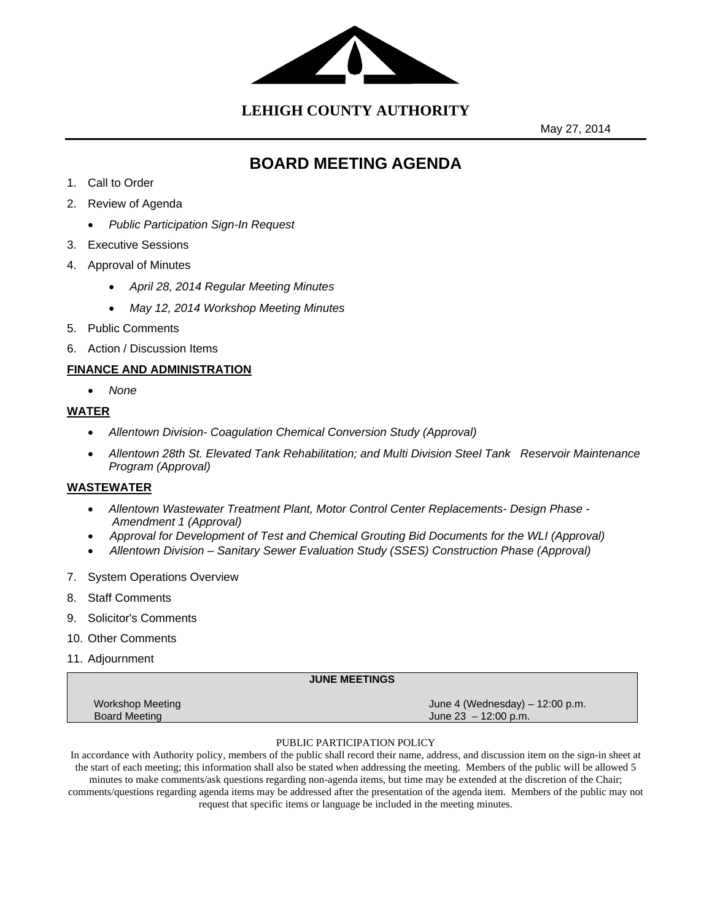# LEHIGH COUNTY AUTHORITY

May 27, 2014

## BOARD MEETING AGENDA

1. Call to Order
2. Review of Agenda
   - *Public Participation Sign-In Request*
3. Executive Sessions
4. Approval of Minutes
   - *April 28, 2014 Regular Meeting Minutes*
   - *May 12, 2014 Workshop Meeting Minutes*
5. Public Comments
6. Action / Discussion Items

**FINANCE AND ADMINISTRATION**

- *None*

**WATER**

- *Allentown Division- Coagulation Chemical Conversion Study (Approval)*
- *Allentown 28th St. Elevated Tank Rehabilitation; and Multi Division Steel Tank Reservoir Maintenance Program (Approval)*

**WASTEWATER**

- *Allentown Wastewater Treatment Plant, Motor Control Center Replacements- Design Phase - Amendment 1 (Approval)*
- *Approval for Development of Test and Chemical Grouting Bid Documents for the WLI (Approval)*
- *Allentown Division – Sanitary Sewer Evaluation Study (SSES) Construction Phase (Approval)*

7. System Operations Overview
8. Staff Comments
9. Solicitor's Comments
10. Other Comments
11. Adjournment

| JUNE MEETINGS | |
| --- | --- |
| Workshop Meeting | June 4 (Wednesday) – 12:00 p.m. |
| Board Meeting | June 23 – 12:00 p.m. |

PUBLIC PARTICIPATION POLICY

In accordance with Authority policy, members of the public shall record their name, address, and discussion item on the sign-in sheet at the start of each meeting; this information shall also be stated when addressing the meeting. Members of the public will be allowed 5 minutes to make comments/ask questions regarding non-agenda items, but time may be extended at the discretion of the Chair; comments/questions regarding agenda items may be addressed after the presentation of the agenda item. Members of the public may not request that specific items or language be included in the meeting minutes.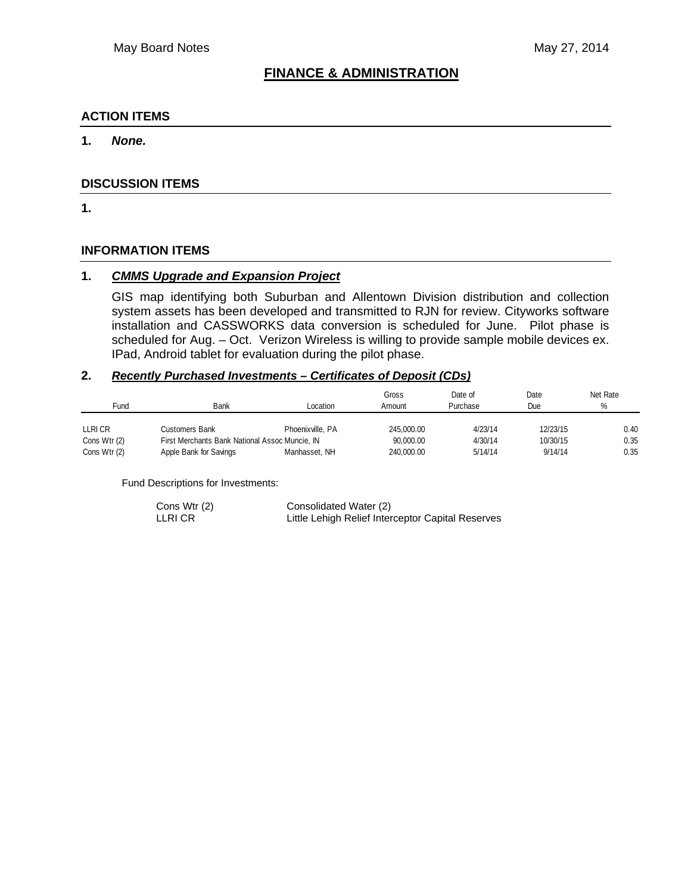## FINANCE & ADMINISTRATION

### ACTION ITEMS

1. ***None.***

### DISCUSSION ITEMS

1.

### INFORMATION ITEMS

1. ***CMMS Upgrade and Expansion Project***

   GIS map identifying both Suburban and Allentown Division distribution and collection system assets has been developed and transmitted to RJN for review. Cityworks software installation and CASSWORKS data conversion is scheduled for June. Pilot phase is scheduled for Aug. – Oct. Verizon Wireless is willing to provide sample mobile devices ex. IPad, Android tablet for evaluation during the pilot phase.

2. ***Recently Purchased Investments – Certificates of Deposit (CDs)***

| Fund | Bank | Location | Gross Amount | Date of Purchase | Date Due | Net Rate % |
|---|---|---|---|---|---|---|
| LLRI CR | Customers Bank | Phoenixville, PA | 245,000.00 | 4/23/14 | 12/23/15 | 0.40 |
| Cons Wtr (2) | First Merchants Bank National Assoc | Muncie, IN | 90,000.00 | 4/30/14 | 10/30/15 | 0.35 |
| Cons Wtr (2) | Apple Bank for Savings | Manhasset, NH | 240,000.00 | 5/14/14 | 9/14/14 | 0.35 |

Fund Descriptions for Investments:

| | |
|---|---|
| Cons Wtr (2) | Consolidated Water (2) |
| LLRI CR | Little Lehigh Relief Interceptor Capital Reserves |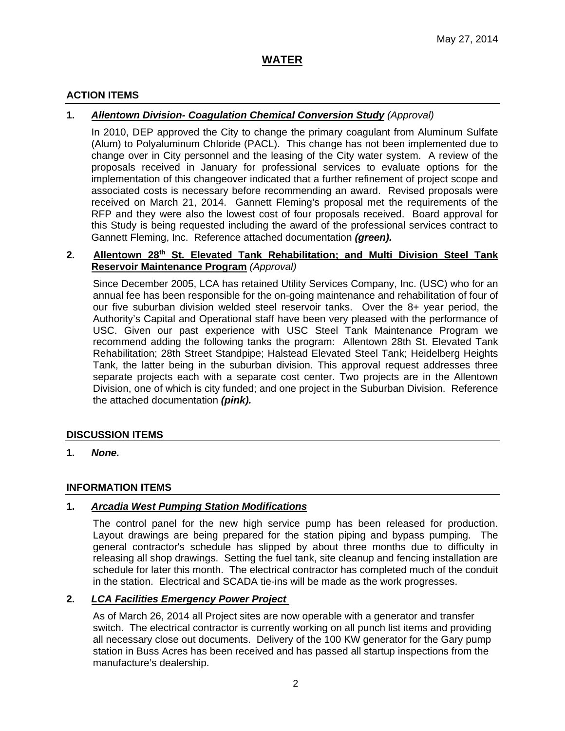May 27, 2014

# WATER

## ACTION ITEMS

**1.** ***Allentown Division- Coagulation Chemical Conversion Study*** *(Approval)*

In 2010, DEP approved the City to change the primary coagulant from Aluminum Sulfate (Alum) to Polyaluminum Chloride (PACL). This change has not been implemented due to change over in City personnel and the leasing of the City water system. A review of the proposals received in January for professional services to evaluate options for the implementation of this changeover indicated that a further refinement of project scope and associated costs is necessary before recommending an award. Revised proposals were received on March 21, 2014. Gannett Fleming's proposal met the requirements of the RFP and they were also the lowest cost of four proposals received. Board approval for this Study is being requested including the award of the professional services contract to Gannett Fleming, Inc. Reference attached documentation ***(green).***

**2.** **Allentown 28th St. Elevated Tank Rehabilitation; and Multi Division Steel Tank Reservoir Maintenance Program** *(Approval)*

Since December 2005, LCA has retained Utility Services Company, Inc. (USC) who for an annual fee has been responsible for the on-going maintenance and rehabilitation of four of our five suburban division welded steel reservoir tanks. Over the 8+ year period, the Authority's Capital and Operational staff have been very pleased with the performance of USC. Given our past experience with USC Steel Tank Maintenance Program we recommend adding the following tanks the program: Allentown 28th St. Elevated Tank Rehabilitation; 28th Street Standpipe; Halstead Elevated Steel Tank; Heidelberg Heights Tank, the latter being in the suburban division. This approval request addresses three separate projects each with a separate cost center. Two projects are in the Allentown Division, one of which is city funded; and one project in the Suburban Division. Reference the attached documentation ***(pink).***

## DISCUSSION ITEMS

**1.** ***None.***

## INFORMATION ITEMS

**1.** ***Arcadia West Pumping Station Modifications***

The control panel for the new high service pump has been released for production. Layout drawings are being prepared for the station piping and bypass pumping. The general contractor's schedule has slipped by about three months due to difficulty in releasing all shop drawings. Setting the fuel tank, site cleanup and fencing installation are schedule for later this month. The electrical contractor has completed much of the conduit in the station. Electrical and SCADA tie-ins will be made as the work progresses.

**2.** ***LCA Facilities Emergency Power Project***

As of March 26, 2014 all Project sites are now operable with a generator and transfer switch. The electrical contractor is currently working on all punch list items and providing all necessary close out documents. Delivery of the 100 KW generator for the Gary pump station in Buss Acres has been received and has passed all startup inspections from the manufacture's dealership.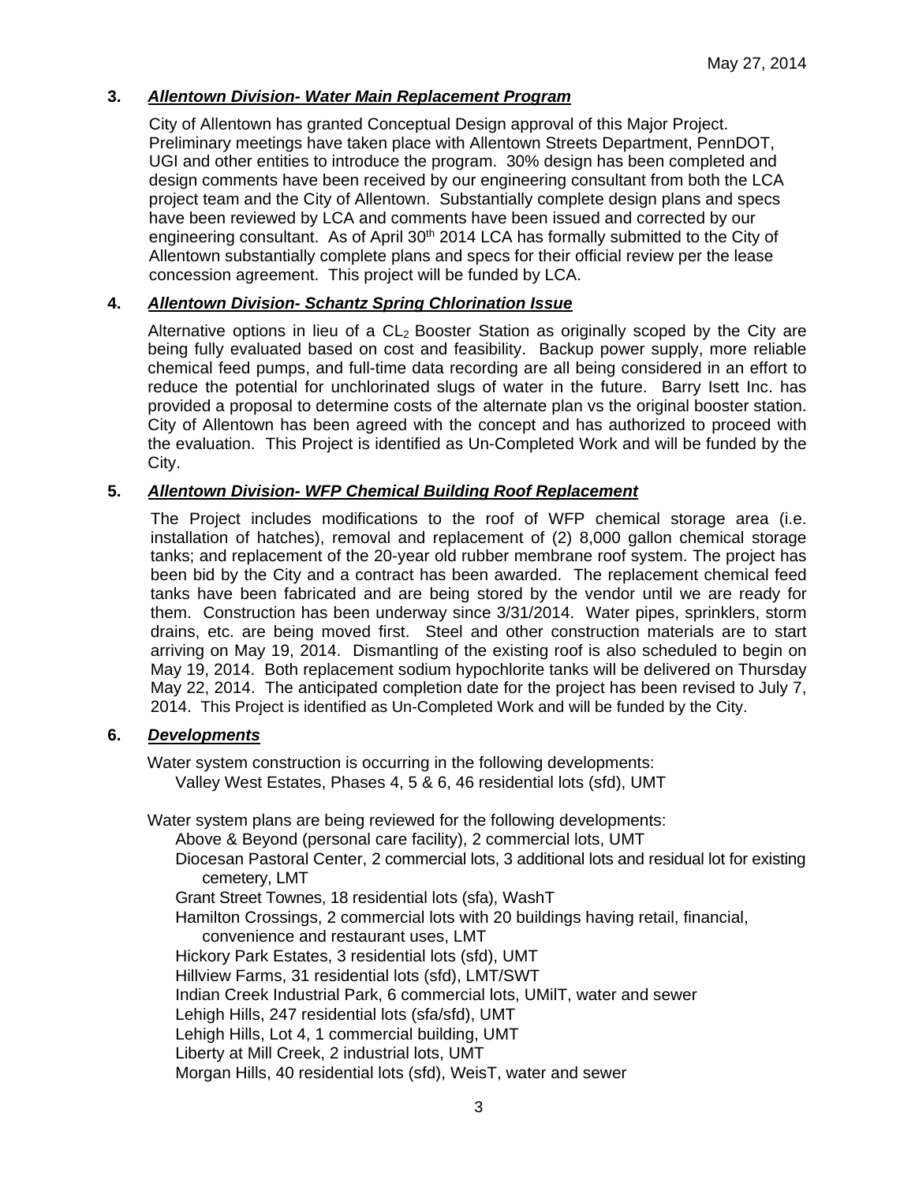May 27, 2014

**3. *Allentown Division- Water Main Replacement Program***

City of Allentown has granted Conceptual Design approval of this Major Project. Preliminary meetings have taken place with Allentown Streets Department, PennDOT, UGI and other entities to introduce the program. 30% design has been completed and design comments have been received by our engineering consultant from both the LCA project team and the City of Allentown. Substantially complete design plans and specs have been reviewed by LCA and comments have been issued and corrected by our engineering consultant. As of April 30th 2014 LCA has formally submitted to the City of Allentown substantially complete plans and specs for their official review per the lease concession agreement. This project will be funded by LCA.

**4. *Allentown Division- Schantz Spring Chlorination Issue***

Alternative options in lieu of a $CL_2$ Booster Station as originally scoped by the City are being fully evaluated based on cost and feasibility. Backup power supply, more reliable chemical feed pumps, and full-time data recording are all being considered in an effort to reduce the potential for unchlorinated slugs of water in the future. Barry Isett Inc. has provided a proposal to determine costs of the alternate plan vs the original booster station. City of Allentown has been agreed with the concept and has authorized to proceed with the evaluation. This Project is identified as Un-Completed Work and will be funded by the City.

**5. *Allentown Division- WFP Chemical Building Roof Replacement***

The Project includes modifications to the roof of WFP chemical storage area (i.e. installation of hatches), removal and replacement of (2) 8,000 gallon chemical storage tanks; and replacement of the 20-year old rubber membrane roof system. The project has been bid by the City and a contract has been awarded. The replacement chemical feed tanks have been fabricated and are being stored by the vendor until we are ready for them. Construction has been underway since 3/31/2014. Water pipes, sprinklers, storm drains, etc. are being moved first. Steel and other construction materials are to start arriving on May 19, 2014. Dismantling of the existing roof is also scheduled to begin on May 19, 2014. Both replacement sodium hypochlorite tanks will be delivered on Thursday May 22, 2014. The anticipated completion date for the project has been revised to July 7, 2014. This Project is identified as Un-Completed Work and will be funded by the City.

**6. *Developments***

Water system construction is occurring in the following developments:

- Valley West Estates, Phases 4, 5 & 6, 46 residential lots (sfd), UMT

Water system plans are being reviewed for the following developments:

- Above & Beyond (personal care facility), 2 commercial lots, UMT
- Diocesan Pastoral Center, 2 commercial lots, 3 additional lots and residual lot for existing cemetery, LMT
- Grant Street Townes, 18 residential lots (sfa), WashT
- Hamilton Crossings, 2 commercial lots with 20 buildings having retail, financial, convenience and restaurant uses, LMT
- Hickory Park Estates, 3 residential lots (sfd), UMT
- Hillview Farms, 31 residential lots (sfd), LMT/SWT
- Indian Creek Industrial Park, 6 commercial lots, UMilT, water and sewer
- Lehigh Hills, 247 residential lots (sfa/sfd), UMT
- Lehigh Hills, Lot 4, 1 commercial building, UMT
- Liberty at Mill Creek, 2 industrial lots, UMT
- Morgan Hills, 40 residential lots (sfd), WeisT, water and sewer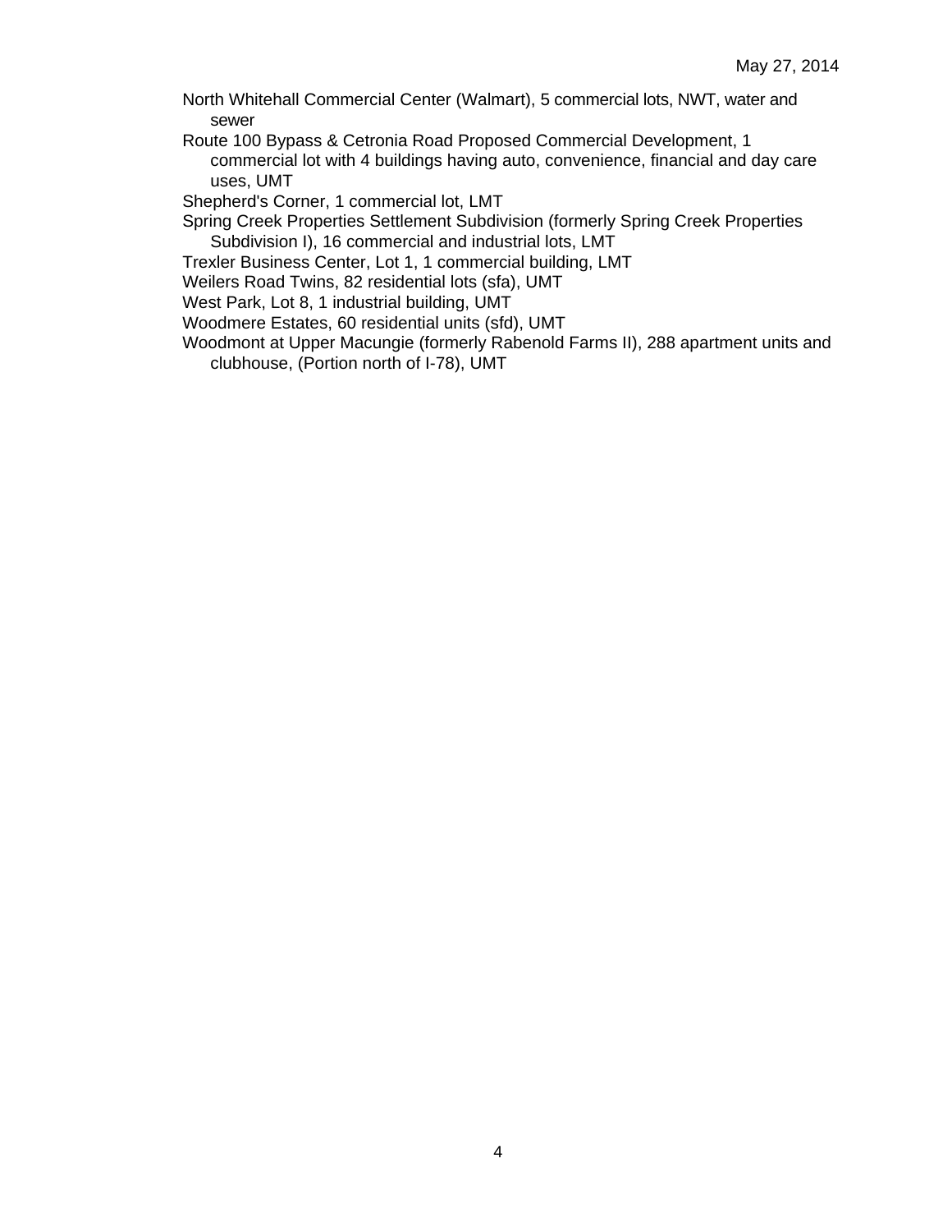North Whitehall Commercial Center (Walmart), 5 commercial lots, NWT, water and sewer

Route 100 Bypass & Cetronia Road Proposed Commercial Development, 1 commercial lot with 4 buildings having auto, convenience, financial and day care uses, UMT

Shepherd's Corner, 1 commercial lot, LMT

Spring Creek Properties Settlement Subdivision (formerly Spring Creek Properties Subdivision I), 16 commercial and industrial lots, LMT

Trexler Business Center, Lot 1, 1 commercial building, LMT

Weilers Road Twins, 82 residential lots (sfa), UMT

West Park, Lot 8, 1 industrial building, UMT

Woodmere Estates, 60 residential units (sfd), UMT

Woodmont at Upper Macungie (formerly Rabenold Farms II), 288 apartment units and clubhouse, (Portion north of I-78), UMT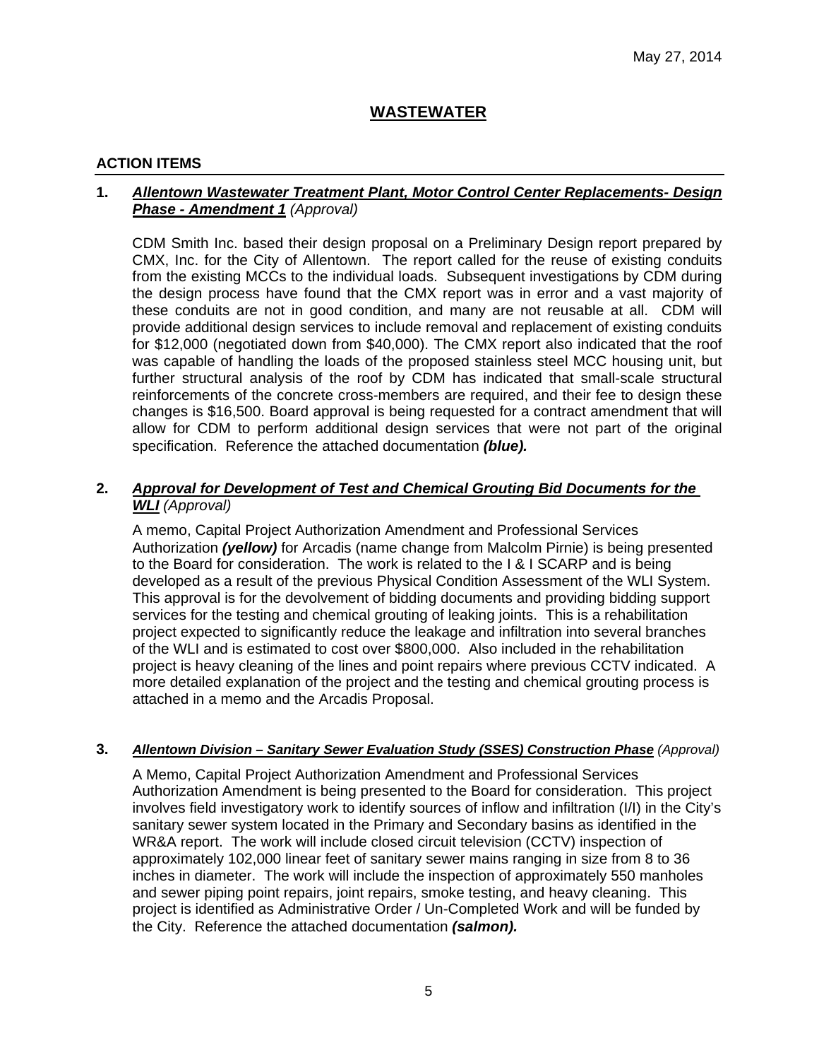May 27, 2014

# WASTEWATER

## ACTION ITEMS

**1.** ***Allentown Wastewater Treatment Plant, Motor Control Center Replacements- Design Phase - Amendment 1*** *(Approval)*

CDM Smith Inc. based their design proposal on a Preliminary Design report prepared by CMX, Inc. for the City of Allentown. The report called for the reuse of existing conduits from the existing MCCs to the individual loads. Subsequent investigations by CDM during the design process have found that the CMX report was in error and a vast majority of these conduits are not in good condition, and many are not reusable at all. CDM will provide additional design services to include removal and replacement of existing conduits for $12,000 (negotiated down from $40,000). The CMX report also indicated that the roof was capable of handling the loads of the proposed stainless steel MCC housing unit, but further structural analysis of the roof by CDM has indicated that small-scale structural reinforcements of the concrete cross-members are required, and their fee to design these changes is $16,500. Board approval is being requested for a contract amendment that will allow for CDM to perform additional design services that were not part of the original specification. Reference the attached documentation ***(blue).***

**2.** ***Approval for Development of Test and Chemical Grouting Bid Documents for the WLI*** *(Approval)*

A memo, Capital Project Authorization Amendment and Professional Services Authorization ***(yellow)*** for Arcadis (name change from Malcolm Pirnie) is being presented to the Board for consideration. The work is related to the I & I SCARP and is being developed as a result of the previous Physical Condition Assessment of the WLI System. This approval is for the devolvement of bidding documents and providing bidding support services for the testing and chemical grouting of leaking joints. This is a rehabilitation project expected to significantly reduce the leakage and infiltration into several branches of the WLI and is estimated to cost over $800,000. Also included in the rehabilitation project is heavy cleaning of the lines and point repairs where previous CCTV indicated. A more detailed explanation of the project and the testing and chemical grouting process is attached in a memo and the Arcadis Proposal.

**3.** ***Allentown Division – Sanitary Sewer Evaluation Study (SSES) Construction Phase*** *(Approval)*

A Memo, Capital Project Authorization Amendment and Professional Services Authorization Amendment is being presented to the Board for consideration. This project involves field investigatory work to identify sources of inflow and infiltration (I/I) in the City's sanitary sewer system located in the Primary and Secondary basins as identified in the WR&A report. The work will include closed circuit television (CCTV) inspection of approximately 102,000 linear feet of sanitary sewer mains ranging in size from 8 to 36 inches in diameter. The work will include the inspection of approximately 550 manholes and sewer piping point repairs, joint repairs, smoke testing, and heavy cleaning. This project is identified as Administrative Order / Un-Completed Work and will be funded by the City. Reference the attached documentation ***(salmon).***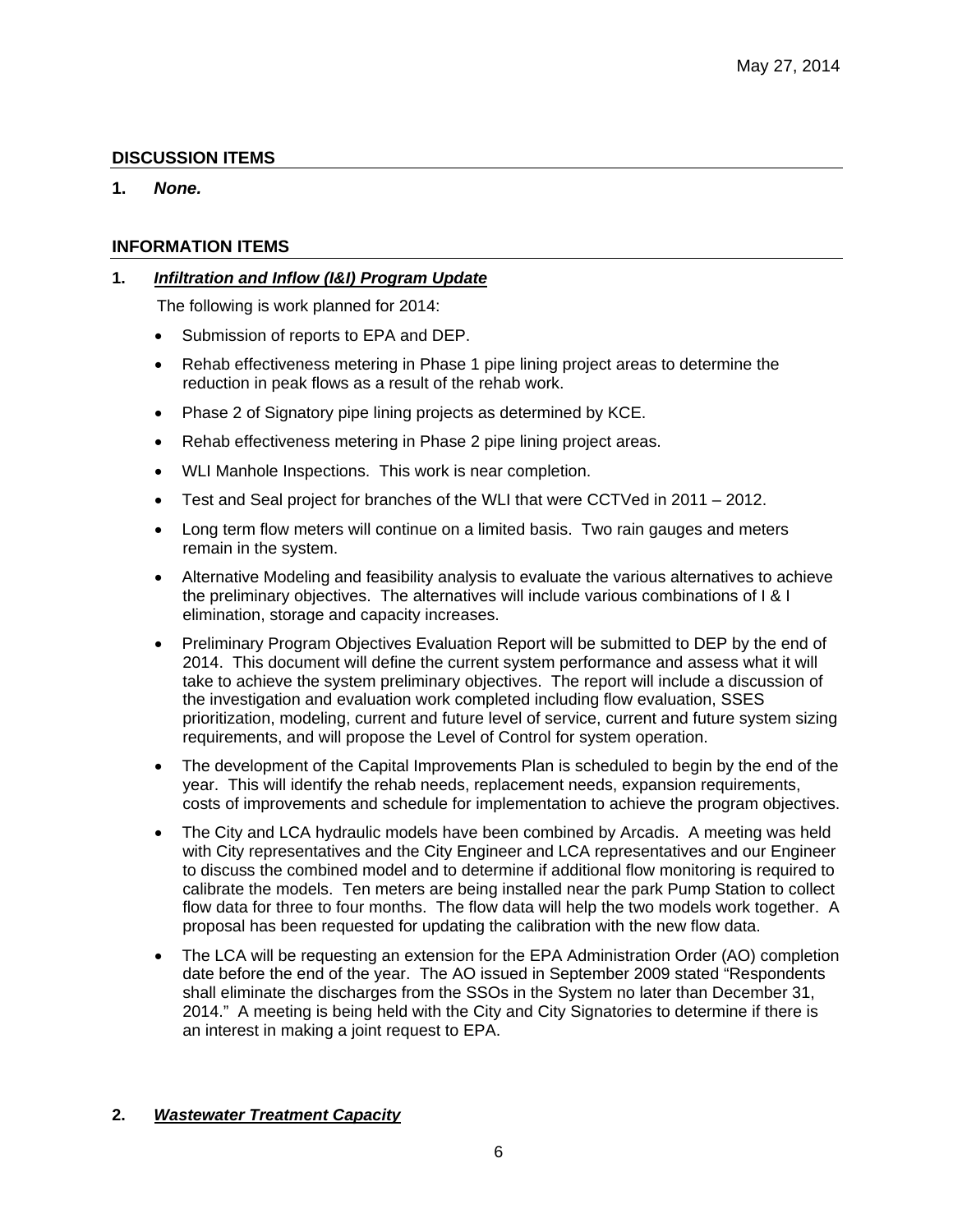May 27, 2014

## DISCUSSION ITEMS

**1.** ***None.***

## INFORMATION ITEMS

**1.** ***Infiltration and Inflow (I&I) Program Update***

The following is work planned for 2014:

- Submission of reports to EPA and DEP.
- Rehab effectiveness metering in Phase 1 pipe lining project areas to determine the reduction in peak flows as a result of the rehab work.
- Phase 2 of Signatory pipe lining projects as determined by KCE.
- Rehab effectiveness metering in Phase 2 pipe lining project areas.
- WLI Manhole Inspections. This work is near completion.
- Test and Seal project for branches of the WLI that were CCTVed in 2011 – 2012.
- Long term flow meters will continue on a limited basis. Two rain gauges and meters remain in the system.
- Alternative Modeling and feasibility analysis to evaluate the various alternatives to achieve the preliminary objectives. The alternatives will include various combinations of I & I elimination, storage and capacity increases.
- Preliminary Program Objectives Evaluation Report will be submitted to DEP by the end of 2014. This document will define the current system performance and assess what it will take to achieve the system preliminary objectives. The report will include a discussion of the investigation and evaluation work completed including flow evaluation, SSES prioritization, modeling, current and future level of service, current and future system sizing requirements, and will propose the Level of Control for system operation.
- The development of the Capital Improvements Plan is scheduled to begin by the end of the year. This will identify the rehab needs, replacement needs, expansion requirements, costs of improvements and schedule for implementation to achieve the program objectives.
- The City and LCA hydraulic models have been combined by Arcadis. A meeting was held with City representatives and the City Engineer and LCA representatives and our Engineer to discuss the combined model and to determine if additional flow monitoring is required to calibrate the models. Ten meters are being installed near the park Pump Station to collect flow data for three to four months. The flow data will help the two models work together. A proposal has been requested for updating the calibration with the new flow data.
- The LCA will be requesting an extension for the EPA Administration Order (AO) completion date before the end of the year. The AO issued in September 2009 stated "Respondents shall eliminate the discharges from the SSOs in the System no later than December 31, 2014." A meeting is being held with the City and City Signatories to determine if there is an interest in making a joint request to EPA.

**2.** ***Wastewater Treatment Capacity***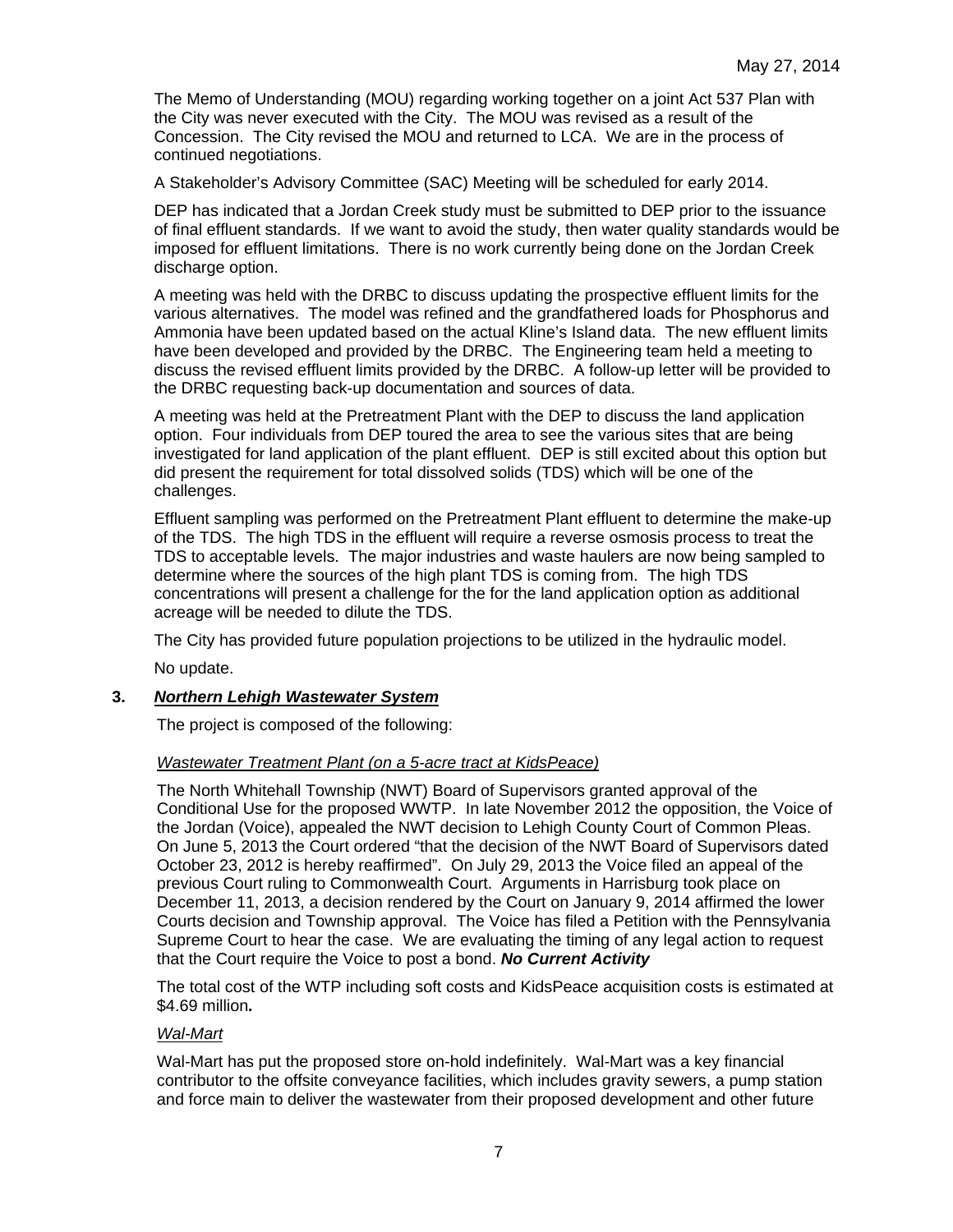The Memo of Understanding (MOU) regarding working together on a joint Act 537 Plan with the City was never executed with the City. The MOU was revised as a result of the Concession. The City revised the MOU and returned to LCA. We are in the process of continued negotiations.

A Stakeholder's Advisory Committee (SAC) Meeting will be scheduled for early 2014.

DEP has indicated that a Jordan Creek study must be submitted to DEP prior to the issuance of final effluent standards. If we want to avoid the study, then water quality standards would be imposed for effluent limitations. There is no work currently being done on the Jordan Creek discharge option.

A meeting was held with the DRBC to discuss updating the prospective effluent limits for the various alternatives. The model was refined and the grandfathered loads for Phosphorus and Ammonia have been updated based on the actual Kline's Island data. The new effluent limits have been developed and provided by the DRBC. The Engineering team held a meeting to discuss the revised effluent limits provided by the DRBC. A follow-up letter will be provided to the DRBC requesting back-up documentation and sources of data.

A meeting was held at the Pretreatment Plant with the DEP to discuss the land application option. Four individuals from DEP toured the area to see the various sites that are being investigated for land application of the plant effluent. DEP is still excited about this option but did present the requirement for total dissolved solids (TDS) which will be one of the challenges.

Effluent sampling was performed on the Pretreatment Plant effluent to determine the make-up of the TDS. The high TDS in the effluent will require a reverse osmosis process to treat the TDS to acceptable levels. The major industries and waste haulers are now being sampled to determine where the sources of the high plant TDS is coming from. The high TDS concentrations will present a challenge for the for the land application option as additional acreage will be needed to dilute the TDS.

The City has provided future population projections to be utilized in the hydraulic model.

No update.

### 3. ***Northern Lehigh Wastewater System***

The project is composed of the following:

*Wastewater Treatment Plant (on a 5-acre tract at KidsPeace)*

The North Whitehall Township (NWT) Board of Supervisors granted approval of the Conditional Use for the proposed WWTP. In late November 2012 the opposition, the Voice of the Jordan (Voice), appealed the NWT decision to Lehigh County Court of Common Pleas. On June 5, 2013 the Court ordered "that the decision of the NWT Board of Supervisors dated October 23, 2012 is hereby reaffirmed". On July 29, 2013 the Voice filed an appeal of the previous Court ruling to Commonwealth Court. Arguments in Harrisburg took place on December 11, 2013, a decision rendered by the Court on January 9, 2014 affirmed the lower Courts decision and Township approval. The Voice has filed a Petition with the Pennsylvania Supreme Court to hear the case. We are evaluating the timing of any legal action to request that the Court require the Voice to post a bond. ***No Current Activity***

The total cost of the WTP including soft costs and KidsPeace acquisition costs is estimated at $4.69 million***.***

*Wal-Mart*

Wal-Mart has put the proposed store on-hold indefinitely. Wal-Mart was a key financial contributor to the offsite conveyance facilities, which includes gravity sewers, a pump station and force main to deliver the wastewater from their proposed development and other future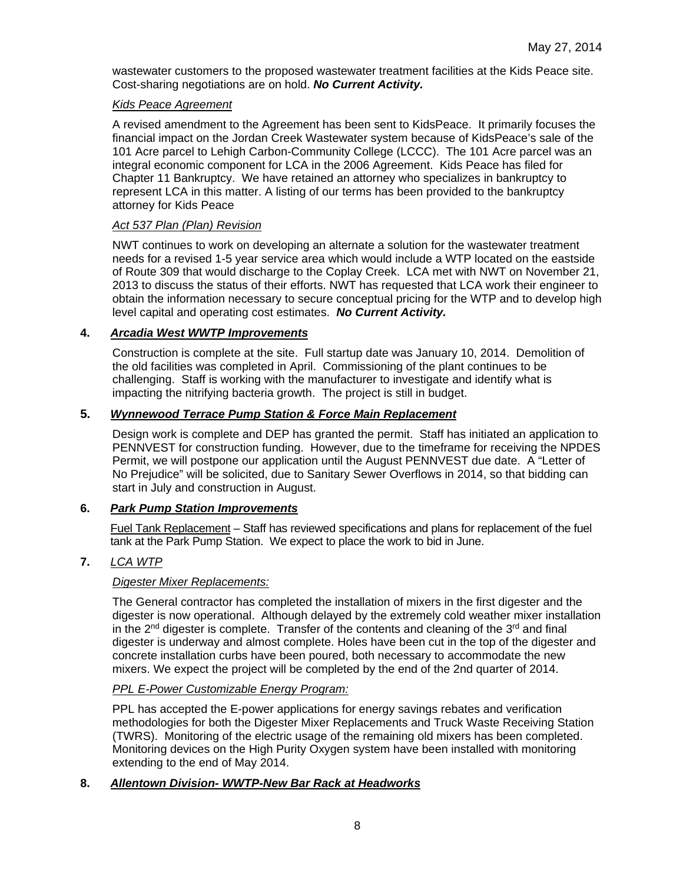wastewater customers to the proposed wastewater treatment facilities at the Kids Peace site. Cost-sharing negotiations are on hold. ***No Current Activity.***

*Kids Peace Agreement*

A revised amendment to the Agreement has been sent to KidsPeace. It primarily focuses the financial impact on the Jordan Creek Wastewater system because of KidsPeace's sale of the 101 Acre parcel to Lehigh Carbon-Community College (LCCC). The 101 Acre parcel was an integral economic component for LCA in the 2006 Agreement. Kids Peace has filed for Chapter 11 Bankruptcy. We have retained an attorney who specializes in bankruptcy to represent LCA in this matter. A listing of our terms has been provided to the bankruptcy attorney for Kids Peace

*Act 537 Plan (Plan) Revision*

NWT continues to work on developing an alternate a solution for the wastewater treatment needs for a revised 1-5 year service area which would include a WTP located on the eastside of Route 309 that would discharge to the Coplay Creek. LCA met with NWT on November 21, 2013 to discuss the status of their efforts. NWT has requested that LCA work their engineer to obtain the information necessary to secure conceptual pricing for the WTP and to develop high level capital and operating cost estimates. ***No Current Activity.***

**4. *Arcadia West WWTP Improvements***

Construction is complete at the site. Full startup date was January 10, 2014. Demolition of the old facilities was completed in April. Commissioning of the plant continues to be challenging. Staff is working with the manufacturer to investigate and identify what is impacting the nitrifying bacteria growth. The project is still in budget.

**5. *Wynnewood Terrace Pump Station & Force Main Replacement***

Design work is complete and DEP has granted the permit. Staff has initiated an application to PENNVEST for construction funding. However, due to the timeframe for receiving the NPDES Permit, we will postpone our application until the August PENNVEST due date. A "Letter of No Prejudice" will be solicited, due to Sanitary Sewer Overflows in 2014, so that bidding can start in July and construction in August.

**6. *Park Pump Station Improvements***

Fuel Tank Replacement – Staff has reviewed specifications and plans for replacement of the fuel tank at the Park Pump Station. We expect to place the work to bid in June.

**7. *LCA WTP***

*Digester Mixer Replacements:*

The General contractor has completed the installation of mixers in the first digester and the digester is now operational. Although delayed by the extremely cold weather mixer installation in the 2nd digester is complete. Transfer of the contents and cleaning of the 3rd and final digester is underway and almost complete. Holes have been cut in the top of the digester and concrete installation curbs have been poured, both necessary to accommodate the new mixers. We expect the project will be completed by the end of the 2nd quarter of 2014.

*PPL E-Power Customizable Energy Program:*

PPL has accepted the E-power applications for energy savings rebates and verification methodologies for both the Digester Mixer Replacements and Truck Waste Receiving Station (TWRS). Monitoring of the electric usage of the remaining old mixers has been completed. Monitoring devices on the High Purity Oxygen system have been installed with monitoring extending to the end of May 2014.

**8. *Allentown Division- WWTP-New Bar Rack at Headworks***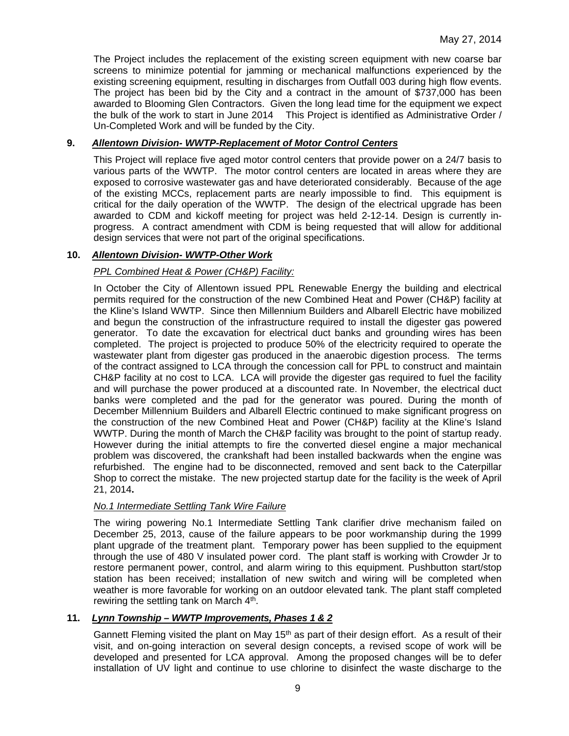The Project includes the replacement of the existing screen equipment with new coarse bar screens to minimize potential for jamming or mechanical malfunctions experienced by the existing screening equipment, resulting in discharges from Outfall 003 during high flow events. The project has been bid by the City and a contract in the amount of $737,000 has been awarded to Blooming Glen Contractors. Given the long lead time for the equipment we expect the bulk of the work to start in June 2014 This Project is identified as Administrative Order / Un-Completed Work and will be funded by the City.

**9. *Allentown Division- WWTP-Replacement of Motor Control Centers***

This Project will replace five aged motor control centers that provide power on a 24/7 basis to various parts of the WWTP. The motor control centers are located in areas where they are exposed to corrosive wastewater gas and have deteriorated considerably. Because of the age of the existing MCCs, replacement parts are nearly impossible to find. This equipment is critical for the daily operation of the WWTP. The design of the electrical upgrade has been awarded to CDM and kickoff meeting for project was held 2-12-14. Design is currently in-progress. A contract amendment with CDM is being requested that will allow for additional design services that were not part of the original specifications.

**10. *Allentown Division- WWTP-Other Work***

*PPL Combined Heat & Power (CH&P) Facility:*

In October the City of Allentown issued PPL Renewable Energy the building and electrical permits required for the construction of the new Combined Heat and Power (CH&P) facility at the Kline's Island WWTP. Since then Millennium Builders and Albarell Electric have mobilized and begun the construction of the infrastructure required to install the digester gas powered generator. To date the excavation for electrical duct banks and grounding wires has been completed. The project is projected to produce 50% of the electricity required to operate the wastewater plant from digester gas produced in the anaerobic digestion process. The terms of the contract assigned to LCA through the concession call for PPL to construct and maintain CH&P facility at no cost to LCA. LCA will provide the digester gas required to fuel the facility and will purchase the power produced at a discounted rate. In November, the electrical duct banks were completed and the pad for the generator was poured. During the month of December Millennium Builders and Albarell Electric continued to make significant progress on the construction of the new Combined Heat and Power (CH&P) facility at the Kline's Island WWTP. During the month of March the CH&P facility was brought to the point of startup ready. However during the initial attempts to fire the converted diesel engine a major mechanical problem was discovered, the crankshaft had been installed backwards when the engine was refurbished. The engine had to be disconnected, removed and sent back to the Caterpillar Shop to correct the mistake. The new projected startup date for the facility is the week of April 21, 2014**.**

*No.1 Intermediate Settling Tank Wire Failure*

The wiring powering No.1 Intermediate Settling Tank clarifier drive mechanism failed on December 25, 2013, cause of the failure appears to be poor workmanship during the 1999 plant upgrade of the treatment plant. Temporary power has been supplied to the equipment through the use of 480 V insulated power cord. The plant staff is working with Crowder Jr to restore permanent power, control, and alarm wiring to this equipment. Pushbutton start/stop station has been received; installation of new switch and wiring will be completed when weather is more favorable for working on an outdoor elevated tank. The plant staff completed rewiring the settling tank on March 4th.

**11. *Lynn Township – WWTP Improvements, Phases 1 & 2***

Gannett Fleming visited the plant on May 15th as part of their design effort. As a result of their visit, and on-going interaction on several design concepts, a revised scope of work will be developed and presented for LCA approval. Among the proposed changes will be to defer installation of UV light and continue to use chlorine to disinfect the waste discharge to the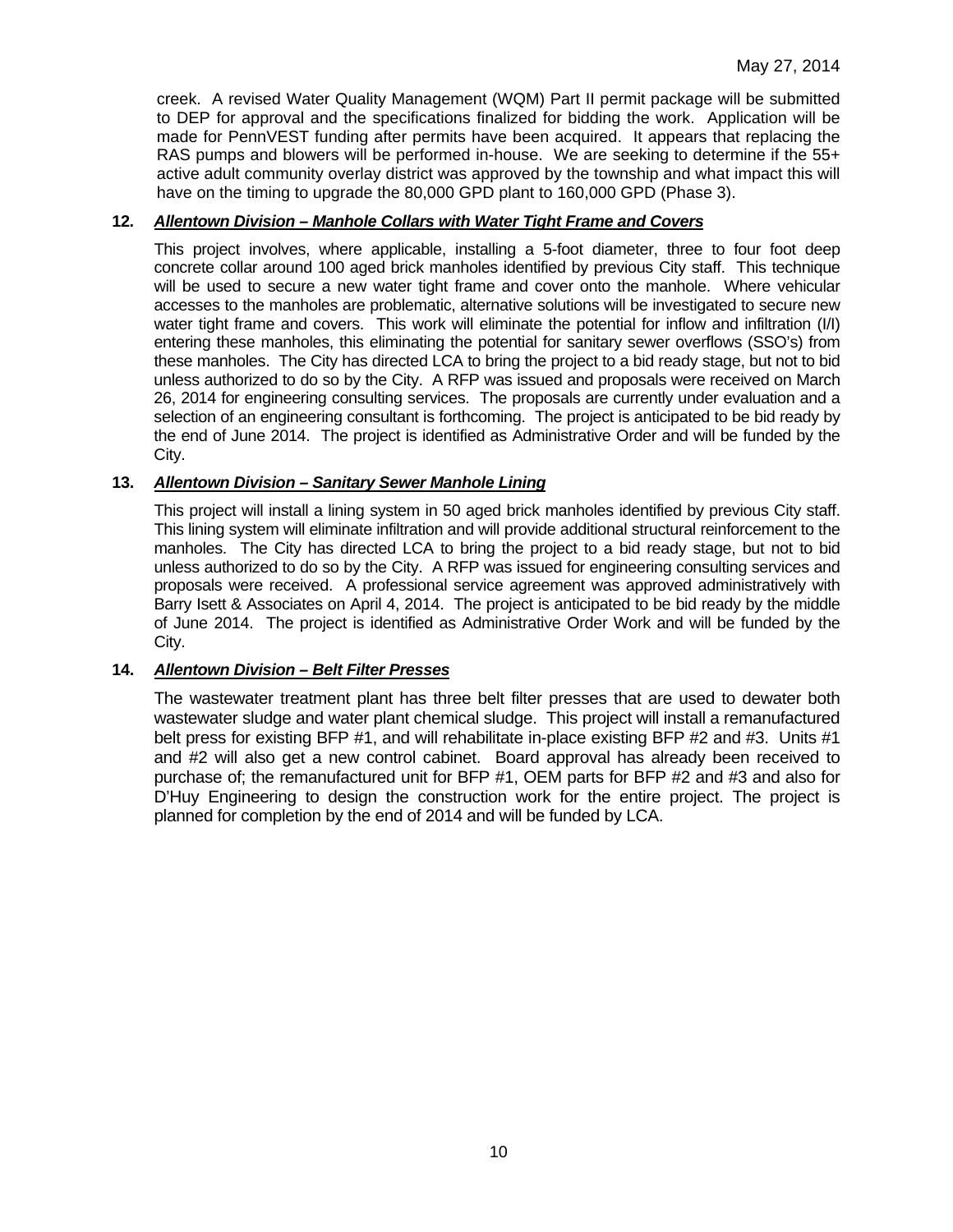creek. A revised Water Quality Management (WQM) Part II permit package will be submitted to DEP for approval and the specifications finalized for bidding the work. Application will be made for PennVEST funding after permits have been acquired. It appears that replacing the RAS pumps and blowers will be performed in-house. We are seeking to determine if the 55+ active adult community overlay district was approved by the township and what impact this will have on the timing to upgrade the 80,000 GPD plant to 160,000 GPD (Phase 3).

**12. *Allentown Division – Manhole Collars with Water Tight Frame and Covers***

This project involves, where applicable, installing a 5-foot diameter, three to four foot deep concrete collar around 100 aged brick manholes identified by previous City staff. This technique will be used to secure a new water tight frame and cover onto the manhole. Where vehicular accesses to the manholes are problematic, alternative solutions will be investigated to secure new water tight frame and covers. This work will eliminate the potential for inflow and infiltration (I/I) entering these manholes, this eliminating the potential for sanitary sewer overflows (SSO's) from these manholes. The City has directed LCA to bring the project to a bid ready stage, but not to bid unless authorized to do so by the City. A RFP was issued and proposals were received on March 26, 2014 for engineering consulting services. The proposals are currently under evaluation and a selection of an engineering consultant is forthcoming. The project is anticipated to be bid ready by the end of June 2014. The project is identified as Administrative Order and will be funded by the City.

**13. *Allentown Division – Sanitary Sewer Manhole Lining***

This project will install a lining system in 50 aged brick manholes identified by previous City staff. This lining system will eliminate infiltration and will provide additional structural reinforcement to the manholes. The City has directed LCA to bring the project to a bid ready stage, but not to bid unless authorized to do so by the City. A RFP was issued for engineering consulting services and proposals were received. A professional service agreement was approved administratively with Barry Isett & Associates on April 4, 2014. The project is anticipated to be bid ready by the middle of June 2014. The project is identified as Administrative Order Work and will be funded by the City.

**14. *Allentown Division – Belt Filter Presses***

The wastewater treatment plant has three belt filter presses that are used to dewater both wastewater sludge and water plant chemical sludge. This project will install a remanufactured belt press for existing BFP #1, and will rehabilitate in-place existing BFP #2 and #3. Units #1 and #2 will also get a new control cabinet. Board approval has already been received to purchase of; the remanufactured unit for BFP #1, OEM parts for BFP #2 and #3 and also for D'Huy Engineering to design the construction work for the entire project. The project is planned for completion by the end of 2014 and will be funded by LCA.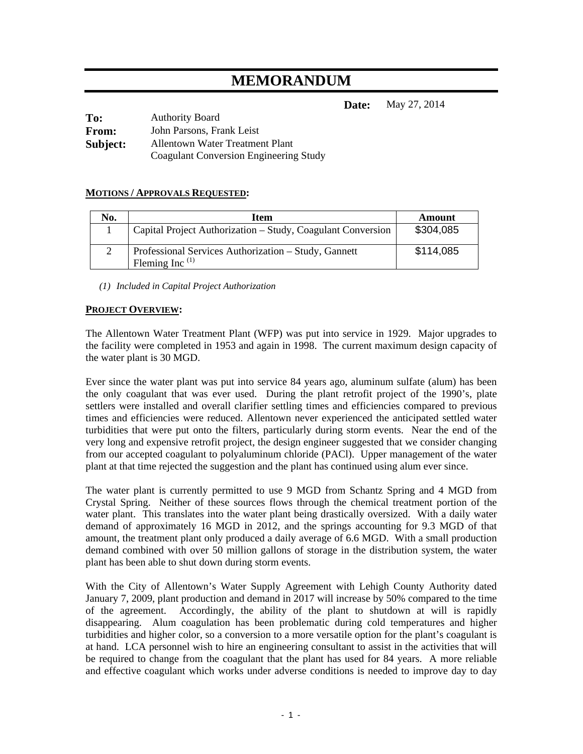# MEMORANDUM

**Date:** May 27, 2014

**To:** Authority Board
**From:** John Parsons, Frank Leist
**Subject:** Allentown Water Treatment Plant
Coagulant Conversion Engineering Study

**MOTIONS / APPROVALS REQUESTED:**

| No. | Item | Amount |
|---|---|---|
| 1 | Capital Project Authorization – Study, Coagulant Conversion | $304,085 |
| 2 | Professional Services Authorization – Study, Gannett Fleming Inc [(1)] | $114,085 |

*(1) Included in Capital Project Authorization*

**PROJECT OVERVIEW:**

The Allentown Water Treatment Plant (WFP) was put into service in 1929. Major upgrades to the facility were completed in 1953 and again in 1998. The current maximum design capacity of the water plant is 30 MGD.

Ever since the water plant was put into service 84 years ago, aluminum sulfate (alum) has been the only coagulant that was ever used. During the plant retrofit project of the 1990's, plate settlers were installed and overall clarifier settling times and efficiencies compared to previous times and efficiencies were reduced. Allentown never experienced the anticipated settled water turbidities that were put onto the filters, particularly during storm events. Near the end of the very long and expensive retrofit project, the design engineer suggested that we consider changing from our accepted coagulant to polyaluminum chloride (PACl). Upper management of the water plant at that time rejected the suggestion and the plant has continued using alum ever since.

The water plant is currently permitted to use 9 MGD from Schantz Spring and 4 MGD from Crystal Spring. Neither of these sources flows through the chemical treatment portion of the water plant. This translates into the water plant being drastically oversized. With a daily water demand of approximately 16 MGD in 2012, and the springs accounting for 9.3 MGD of that amount, the treatment plant only produced a daily average of 6.6 MGD. With a small production demand combined with over 50 million gallons of storage in the distribution system, the water plant has been able to shut down during storm events.

With the City of Allentown's Water Supply Agreement with Lehigh County Authority dated January 7, 2009, plant production and demand in 2017 will increase by 50% compared to the time of the agreement. Accordingly, the ability of the plant to shutdown at will is rapidly disappearing. Alum coagulation has been problematic during cold temperatures and higher turbidities and higher color, so a conversion to a more versatile option for the plant's coagulant is at hand. LCA personnel wish to hire an engineering consultant to assist in the activities that will be required to change from the coagulant that the plant has used for 84 years. A more reliable and effective coagulant which works under adverse conditions is needed to improve day to day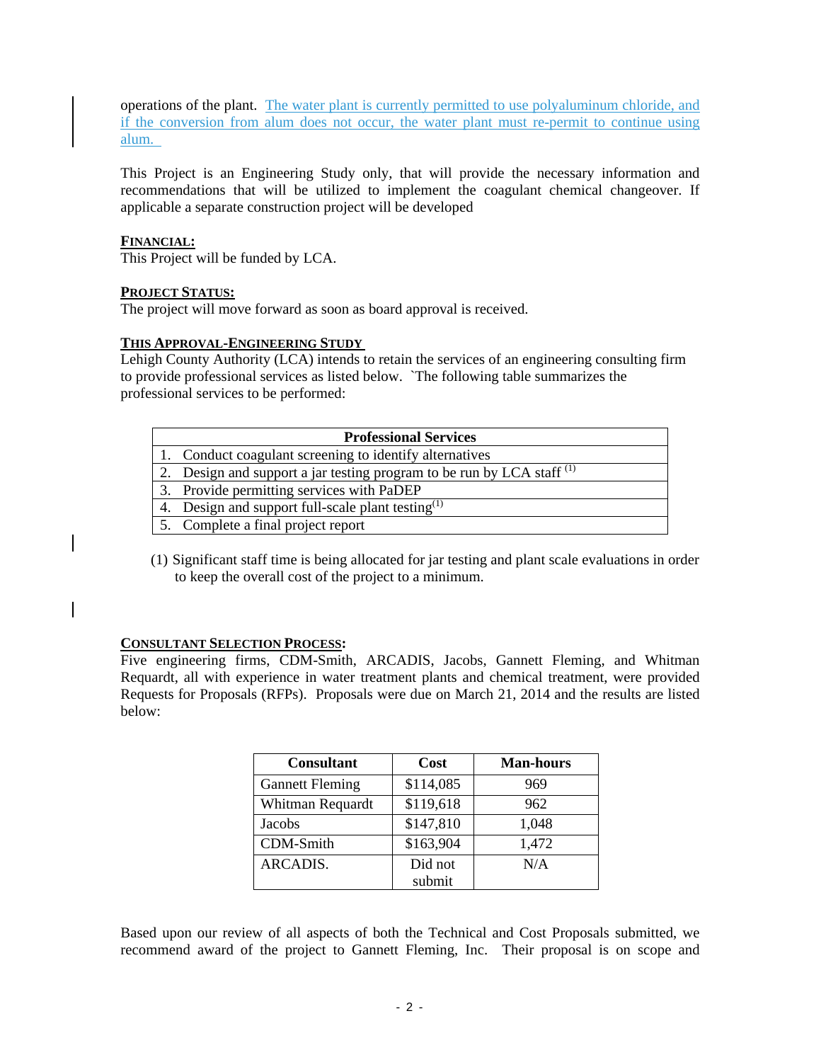operations of the plant. The water plant is currently permitted to use polyaluminum chloride, and if the conversion from alum does not occur, the water plant must re-permit to continue using alum.

This Project is an Engineering Study only, that will provide the necessary information and recommendations that will be utilized to implement the coagulant chemical changeover. If applicable a separate construction project will be developed

**FINANCIAL:**

This Project will be funded by LCA.

**PROJECT STATUS:**

The project will move forward as soon as board approval is received.

**THIS APPROVAL-ENGINEERING STUDY**

Lehigh County Authority (LCA) intends to retain the services of an engineering consulting firm to provide professional services as listed below. `The following table summarizes the professional services to be performed:

| Professional Services |
|---|
| 1. Conduct coagulant screening to identify alternatives |
| 2. Design and support a jar testing program to be run by LCA staff (1) |
| 3. Provide permitting services with PaDEP |
| 4. Design and support full-scale plant testing(1) |
| 5. Complete a final project report |

(1) Significant staff time is being allocated for jar testing and plant scale evaluations in order to keep the overall cost of the project to a minimum.

**CONSULTANT SELECTION PROCESS:**

Five engineering firms, CDM-Smith, ARCADIS, Jacobs, Gannett Fleming, and Whitman Requardt, all with experience in water treatment plants and chemical treatment, were provided Requests for Proposals (RFPs). Proposals were due on March 21, 2014 and the results are listed below:

| Consultant | Cost | Man-hours |
|---|---|---|
| Gannett Fleming | $114,085 | 969 |
| Whitman Requardt | $119,618 | 962 |
| Jacobs | $147,810 | 1,048 |
| CDM-Smith | $163,904 | 1,472 |
| ARCADIS. | Did not submit | N/A |

Based upon our review of all aspects of both the Technical and Cost Proposals submitted, we recommend award of the project to Gannett Fleming, Inc. Their proposal is on scope and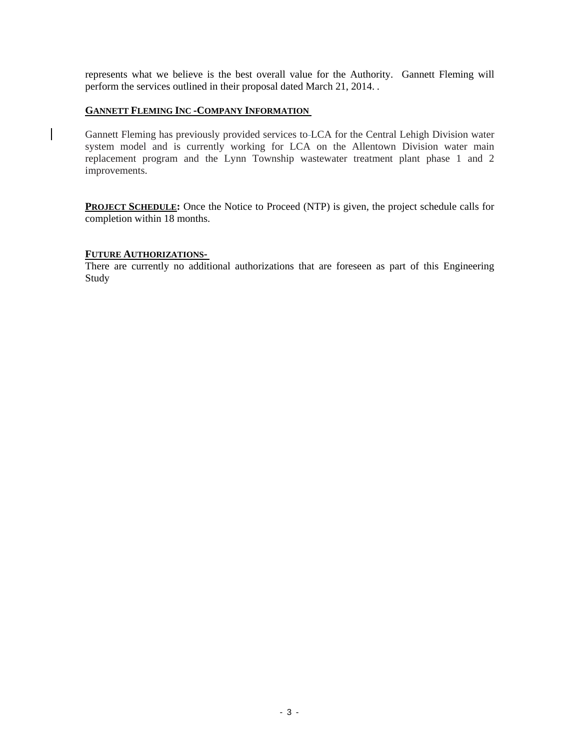represents what we believe is the best overall value for the Authority. Gannett Fleming will perform the services outlined in their proposal dated March 21, 2014. .

**GANNETT FLEMING INC -COMPANY INFORMATION**

Gannett Fleming has previously provided services to LCA for the Central Lehigh Division water system model and is currently working for LCA on the Allentown Division water main replacement program and the Lynn Township wastewater treatment plant phase 1 and 2 improvements.

**PROJECT SCHEDULE:** Once the Notice to Proceed (NTP) is given, the project schedule calls for completion within 18 months.

**FUTURE AUTHORIZATIONS-**

There are currently no additional authorizations that are foreseen as part of this Engineering Study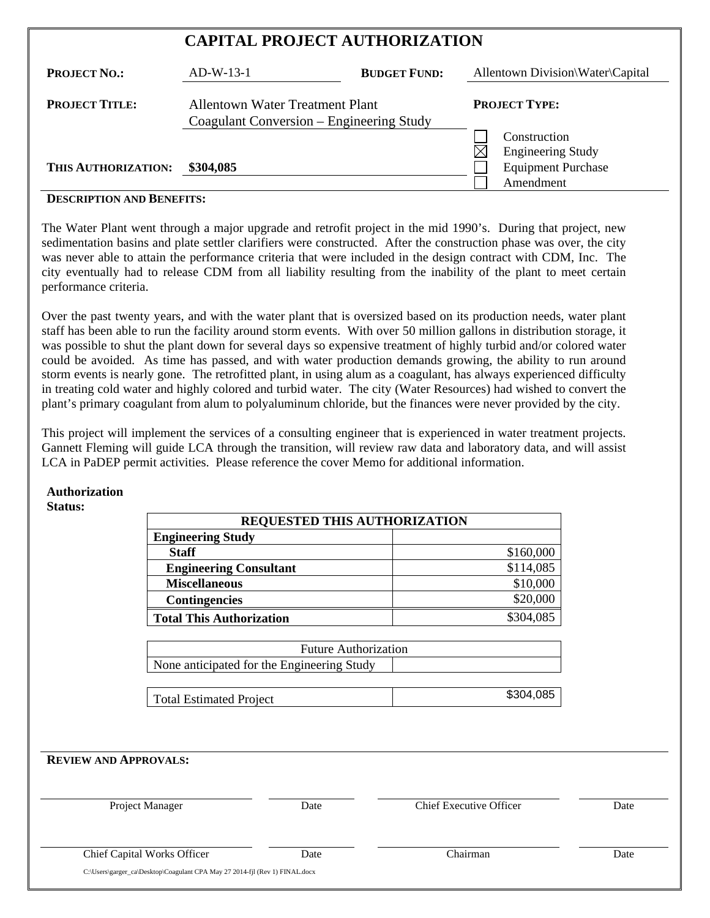# CAPITAL PROJECT AUTHORIZATION

**PROJECT NO.:** AD-W-13-1

**BUDGET FUND:** Allentown Division\Water\Capital

**PROJECT TITLE:** Allentown Water Treatment Plant Coagulant Conversion – Engineering Study

**PROJECT TYPE:**

- ☐ Construction
- ☒ Engineering Study
- ☐ Equipment Purchase
- ☐ Amendment

**THIS AUTHORIZATION:** **$304,085**

**DESCRIPTION AND BENEFITS:**

The Water Plant went through a major upgrade and retrofit project in the mid 1990's. During that project, new sedimentation basins and plate settler clarifiers were constructed. After the construction phase was over, the city was never able to attain the performance criteria that were included in the design contract with CDM, Inc. The city eventually had to release CDM from all liability resulting from the inability of the plant to meet certain performance criteria.

Over the past twenty years, and with the water plant that is oversized based on its production needs, water plant staff has been able to run the facility around storm events. With over 50 million gallons in distribution storage, it was possible to shut the plant down for several days so expensive treatment of highly turbid and/or colored water could be avoided. As time has passed, and with water production demands growing, the ability to run around storm events is nearly gone. The retrofitted plant, in using alum as a coagulant, has always experienced difficulty in treating cold water and highly colored and turbid water. The city (Water Resources) had wished to convert the plant's primary coagulant from alum to polyaluminum chloride, but the finances were never provided by the city.

This project will implement the services of a consulting engineer that is experienced in water treatment projects. Gannett Fleming will guide LCA through the transition, will review raw data and laboratory data, and will assist LCA in PaDEP permit activities. Please reference the cover Memo for additional information.

**Authorization Status:**

| **REQUESTED THIS AUTHORIZATION** | |
|---|---|
| **Engineering Study** | |
| **Staff** | $160,000 |
| **Engineering Consultant** | $114,085 |
| **Miscellaneous** | $10,000 |
| **Contingencies** | $20,000 |
| **Total This Authorization** | $304,085 |

| Future Authorization | |
|---|---|
| None anticipated for the Engineering Study | |

| Total Estimated Project | $304,085 |
|---|---|

**REVIEW AND APPROVALS:**

| Project Manager | Date | Chief Executive Officer | Date |
|---|---|---|---|
| Chief Capital Works Officer | Date | Chairman | Date |

C:\Users\garger_ca\Desktop\Coagulant CPA May 27 2014-fjl (Rev 1) FINAL.docx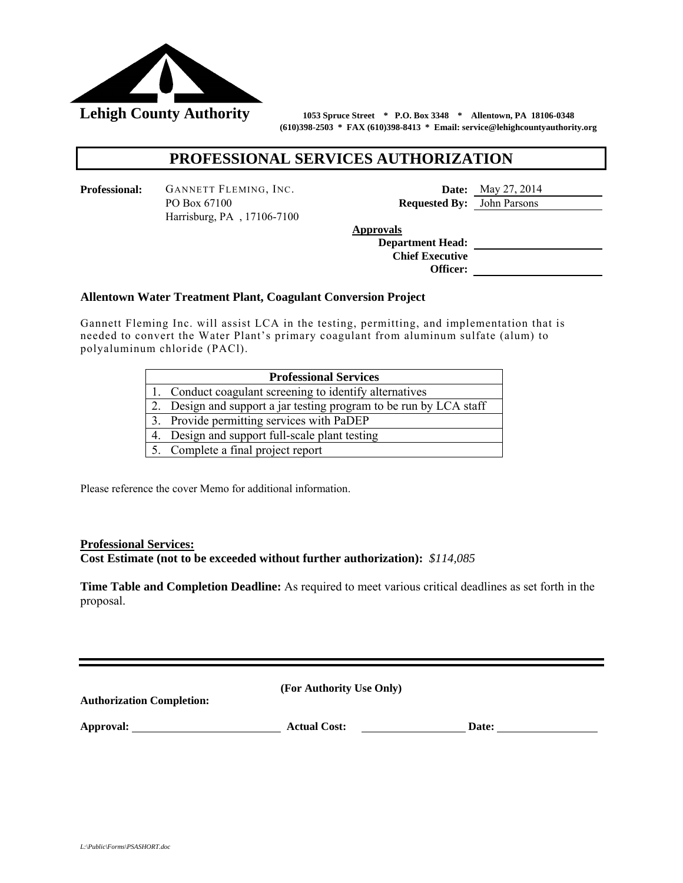**Lehigh County Authority**

**1053 Spruce Street * P.O. Box 3348 * Allentown, PA 18106-0348**
**(610)398-2503 * FAX (610)398-8413 * Email: service@lehighcountyauthority.org**

# PROFESSIONAL SERVICES AUTHORIZATION

**Professional:** GANNETT FLEMING, INC.
PO Box 67100
Harrisburg, PA , 17106-7100

**Date:** May 27, 2014
**Requested By:** John Parsons

**Approvals**
**Department Head:** ____________________
**Chief Executive Officer:** ____________________

**Allentown Water Treatment Plant, Coagulant Conversion Project**

Gannett Fleming Inc. will assist LCA in the testing, permitting, and implementation that is needed to convert the Water Plant's primary coagulant from aluminum sulfate (alum) to polyaluminum chloride (PACl).

| Professional Services |
|---|
| 1. Conduct coagulant screening to identify alternatives |
| 2. Design and support a jar testing program to be run by LCA staff |
| 3. Provide permitting services with PaDEP |
| 4. Design and support full-scale plant testing |
| 5. Complete a final project report |

Please reference the cover Memo for additional information.

**Professional Services:**
**Cost Estimate (not to be exceeded without further authorization):** *$114,085*

**Time Table and Completion Deadline:** As required to meet various critical deadlines as set forth in the proposal.

---

**(For Authority Use Only)**

**Authorization Completion:**

**Approval:** ____________________ **Actual Cost:** ____________________ **Date:** ____________________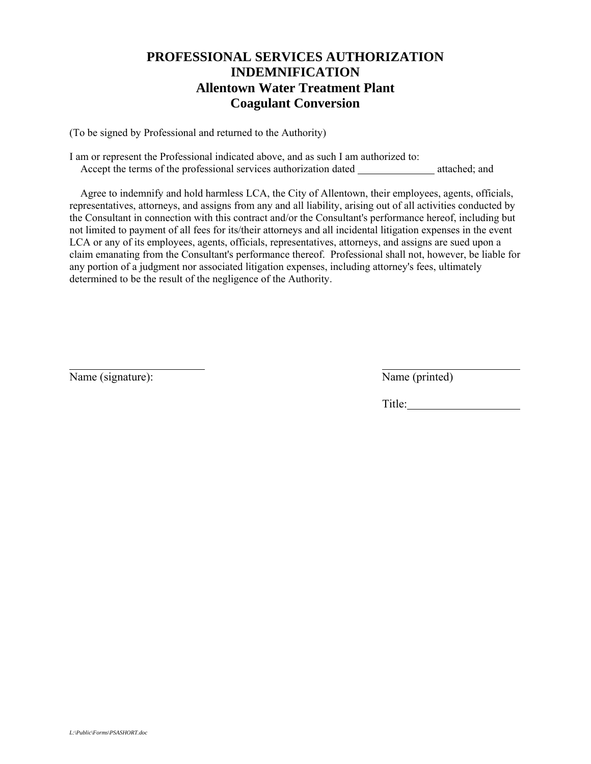# PROFESSIONAL SERVICES AUTHORIZATION INDEMNIFICATION
## Allentown Water Treatment Plant
## Coagulant Conversion

(To be signed by Professional and returned to the Authority)

I am or represent the Professional indicated above, and as such I am authorized to:

Accept the terms of the professional services authorization dated ______________ attached; and

Agree to indemnify and hold harmless LCA, the City of Allentown, their employees, agents, officials, representatives, attorneys, and assigns from any and all liability, arising out of all activities conducted by the Consultant in connection with this contract and/or the Consultant's performance hereof, including but not limited to payment of all fees for its/their attorneys and all incidental litigation expenses in the event LCA or any of its employees, agents, officials, representatives, attorneys, and assigns are sued upon a claim emanating from the Consultant's performance thereof. Professional shall not, however, be liable for any portion of a judgment nor associated litigation expenses, including attorney's fees, ultimately determined to be the result of the negligence of the Authority.

________________________
Name (signature):

________________________
Name (printed)

Title:____________________

*L:\Public\Forms\PSASHORT.doc*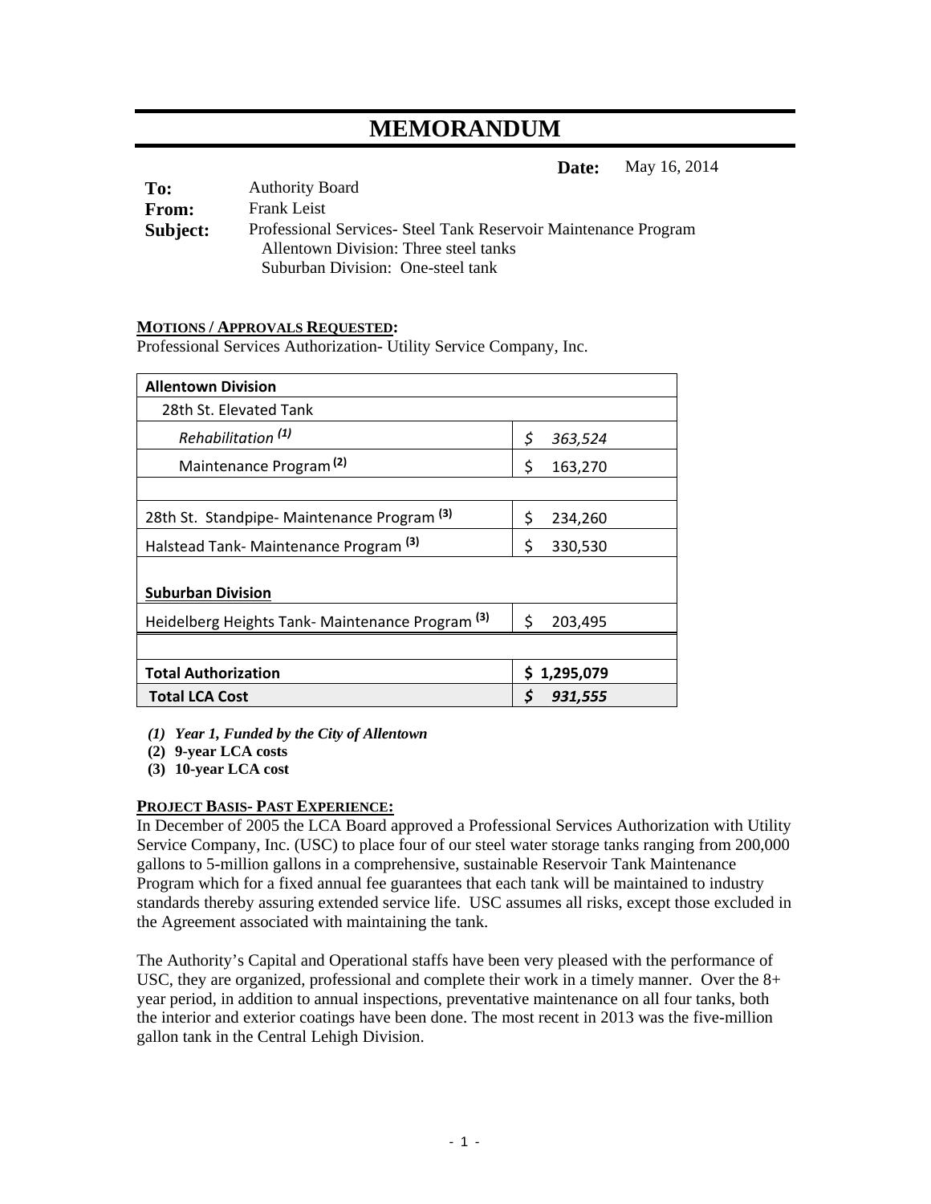# MEMORANDUM

**Date:** May 16, 2014

**To:** Authority Board
**From:** Frank Leist
**Subject:** Professional Services- Steel Tank Reservoir Maintenance Program
Allentown Division: Three steel tanks
Suburban Division: One-steel tank

**MOTIONS / APPROVALS REQUESTED:**
Professional Services Authorization- Utility Service Company, Inc.

| **Allentown Division** | |
|---|---|
| 28th St. Elevated Tank | |
| *Rehabilitation* [(1)] | *$ 363,524* |
| Maintenance Program [(2)] | $ 163,270 |
| | |
| 28th St. Standpipe- Maintenance Program [(3)] | $ 234,260 |
| Halstead Tank- Maintenance Program [(3)] | $ 330,530 |
| **Suburban Division** | |
| Heidelberg Heights Tank- Maintenance Program [(3)] | $ 203,495 |
| | |
| **Total Authorization** | **$ 1,295,079** |
| **Total LCA Cost** | ***$ 931,555*** |

*(1) Year 1, Funded by the City of Allentown*
**(2) 9-year LCA costs**
**(3) 10-year LCA cost**

**PROJECT BASIS- PAST EXPERIENCE:**
In December of 2005 the LCA Board approved a Professional Services Authorization with Utility Service Company, Inc. (USC) to place four of our steel water storage tanks ranging from 200,000 gallons to 5-million gallons in a comprehensive, sustainable Reservoir Tank Maintenance Program which for a fixed annual fee guarantees that each tank will be maintained to industry standards thereby assuring extended service life. USC assumes all risks, except those excluded in the Agreement associated with maintaining the tank.

The Authority's Capital and Operational staffs have been very pleased with the performance of USC, they are organized, professional and complete their work in a timely manner. Over the 8+ year period, in addition to annual inspections, preventative maintenance on all four tanks, both the interior and exterior coatings have been done. The most recent in 2013 was the five-million gallon tank in the Central Lehigh Division.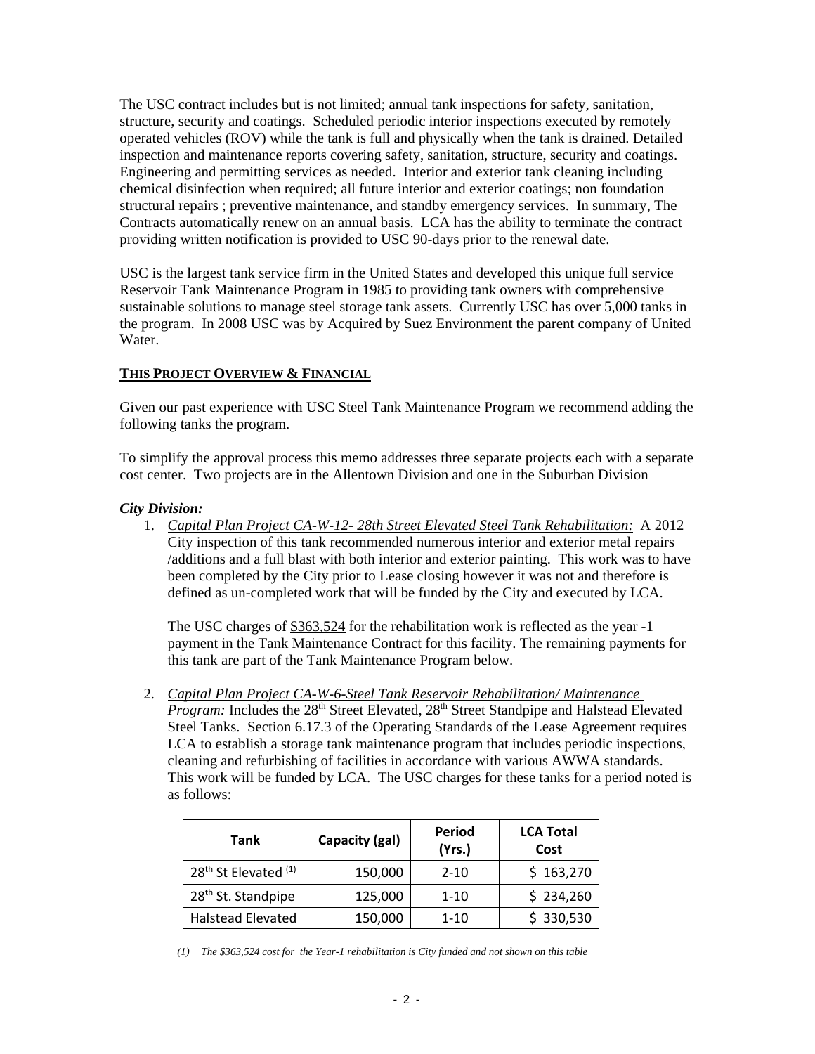The USC contract includes but is not limited; annual tank inspections for safety, sanitation, structure, security and coatings. Scheduled periodic interior inspections executed by remotely operated vehicles (ROV) while the tank is full and physically when the tank is drained. Detailed inspection and maintenance reports covering safety, sanitation, structure, security and coatings. Engineering and permitting services as needed. Interior and exterior tank cleaning including chemical disinfection when required; all future interior and exterior coatings; non foundation structural repairs ; preventive maintenance, and standby emergency services. In summary, The Contracts automatically renew on an annual basis. LCA has the ability to terminate the contract providing written notification is provided to USC 90-days prior to the renewal date.

USC is the largest tank service firm in the United States and developed this unique full service Reservoir Tank Maintenance Program in 1985 to providing tank owners with comprehensive sustainable solutions to manage steel storage tank assets. Currently USC has over 5,000 tanks in the program. In 2008 USC was by Acquired by Suez Environment the parent company of United Water.

**<u>THIS PROJECT OVERVIEW & FINANCIAL</u>**

Given our past experience with USC Steel Tank Maintenance Program we recommend adding the following tanks the program.

To simplify the approval process this memo addresses three separate projects each with a separate cost center. Two projects are in the Allentown Division and one in the Suburban Division

***City Division:***

1. *<u>Capital Plan Project CA-W-12- 28th Street Elevated Steel Tank Rehabilitation:</u>* A 2012 City inspection of this tank recommended numerous interior and exterior metal repairs /additions and a full blast with both interior and exterior painting. This work was to have been completed by the City prior to Lease closing however it was not and therefore is defined as un-completed work that will be funded by the City and executed by LCA.

   The USC charges of <u>$363,524</u> for the rehabilitation work is reflected as the year -1 payment in the Tank Maintenance Contract for this facility. The remaining payments for this tank are part of the Tank Maintenance Program below.

2. *<u>Capital Plan Project CA-W-6-Steel Tank Reservoir Rehabilitation/ Maintenance Program:</u>* Includes the 28th Street Elevated, 28th Street Standpipe and Halstead Elevated Steel Tanks. Section 6.17.3 of the Operating Standards of the Lease Agreement requires LCA to establish a storage tank maintenance program that includes periodic inspections, cleaning and refurbishing of facilities in accordance with various AWWA standards. This work will be funded by LCA. The USC charges for these tanks for a period noted is as follows:

| Tank | Capacity (gal) | Period (Yrs.) | LCA Total Cost |
|---|---|---|---|
| 28th St Elevated (1) | 150,000 | 2-10 | $ 163,270 |
| 28th St. Standpipe | 125,000 | 1-10 | $ 234,260 |
| Halstead Elevated | 150,000 | 1-10 | $ 330,530 |

*(1) The $363,524 cost for the Year-1 rehabilitation is City funded and not shown on this table*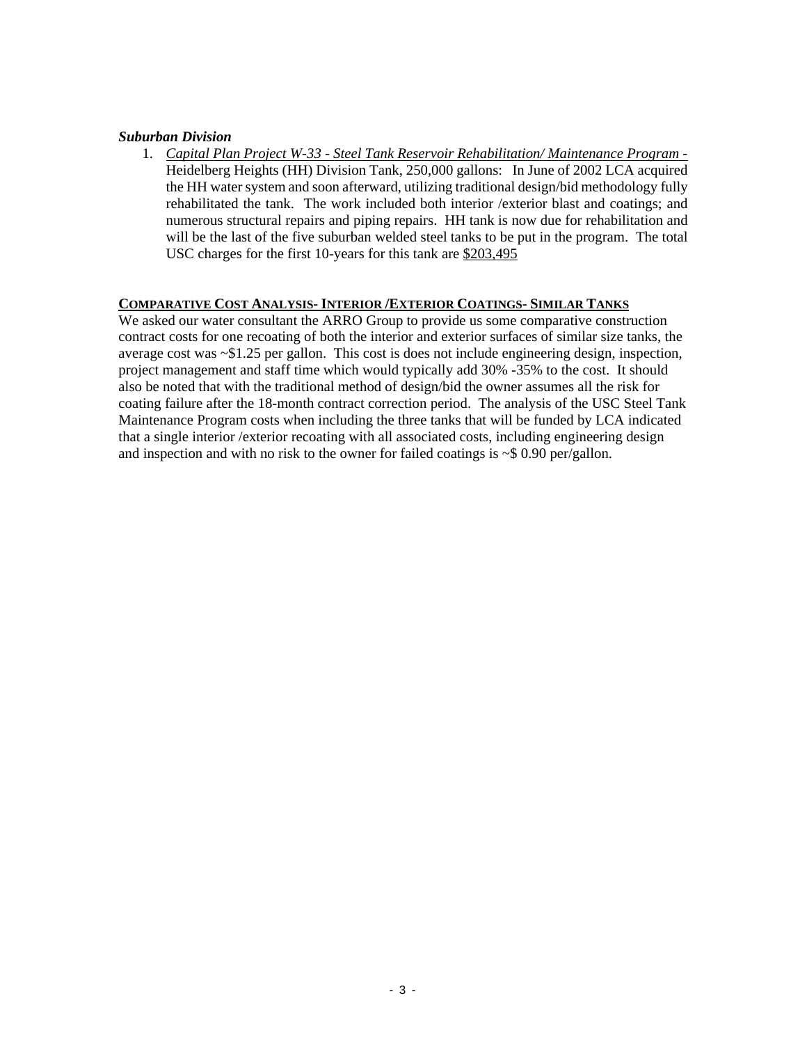***Suburban Division***

1. *Capital Plan Project W-33 - Steel Tank Reservoir Rehabilitation/ Maintenance Program -* Heidelberg Heights (HH) Division Tank, 250,000 gallons: In June of 2002 LCA acquired the HH water system and soon afterward, utilizing traditional design/bid methodology fully rehabilitated the tank. The work included both interior /exterior blast and coatings; and numerous structural repairs and piping repairs. HH tank is now due for rehabilitation and will be the last of the five suburban welded steel tanks to be put in the program. The total USC charges for the first 10-years for this tank are $203,495

**COMPARATIVE COST ANALYSIS- INTERIOR /EXTERIOR COATINGS- SIMILAR TANKS**

We asked our water consultant the ARRO Group to provide us some comparative construction contract costs for one recoating of both the interior and exterior surfaces of similar size tanks, the average cost was ~$1.25 per gallon. This cost is does not include engineering design, inspection, project management and staff time which would typically add 30% -35% to the cost. It should also be noted that with the traditional method of design/bid the owner assumes all the risk for coating failure after the 18-month contract correction period. The analysis of the USC Steel Tank Maintenance Program costs when including the three tanks that will be funded by LCA indicated that a single interior /exterior recoating with all associated costs, including engineering design and inspection and with no risk to the owner for failed coatings is ~$ 0.90 per/gallon.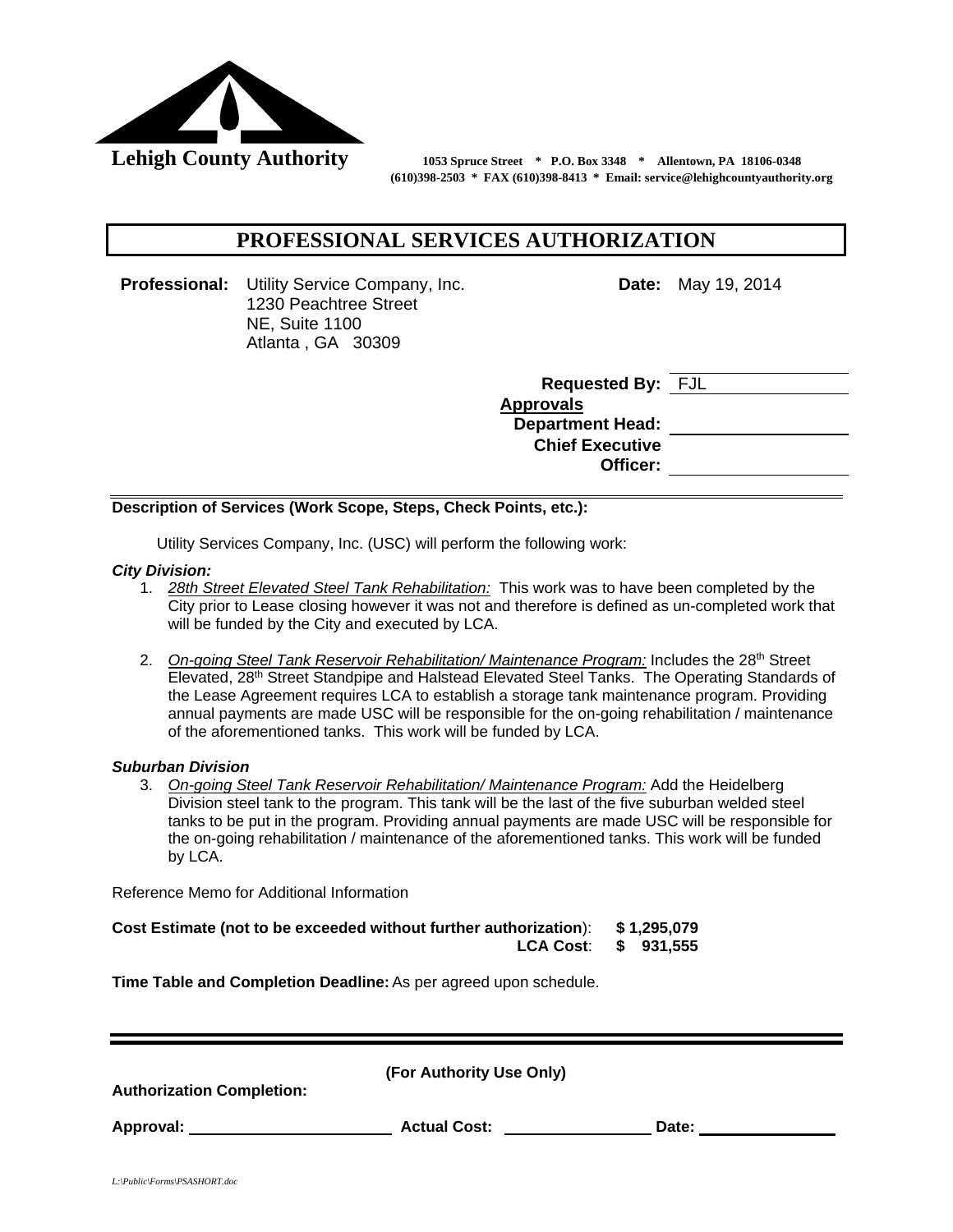**Lehigh County Authority**

1053 Spruce Street * P.O. Box 3348 * Allentown, PA 18106-0348
(610)398-2503 * FAX (610)398-8413 * Email: service@lehighcountyauthority.org

# PROFESSIONAL SERVICES AUTHORIZATION

**Professional:** Utility Service Company, Inc.
1230 Peachtree Street
NE, Suite 1100
Atlanta , GA 30309

**Date:** May 19, 2014

**Requested By:** FJL

**Approvals**

**Department Head:**

**Chief Executive Officer:**

**Description of Services (Work Scope, Steps, Check Points, etc.):**

Utility Services Company, Inc. (USC) will perform the following work:

***City Division:***

1. *28th Street Elevated Steel Tank Rehabilitation:* This work was to have been completed by the City prior to Lease closing however it was not and therefore is defined as un-completed work that will be funded by the City and executed by LCA.

2. *On-going Steel Tank Reservoir Rehabilitation/ Maintenance Program:* Includes the 28th Street Elevated, 28th Street Standpipe and Halstead Elevated Steel Tanks. The Operating Standards of the Lease Agreement requires LCA to establish a storage tank maintenance program. Providing annual payments are made USC will be responsible for the on-going rehabilitation / maintenance of the aforementioned tanks. This work will be funded by LCA.

***Suburban Division***

3. *On-going Steel Tank Reservoir Rehabilitation/ Maintenance Program:* Add the Heidelberg Division steel tank to the program. This tank will be the last of the five suburban welded steel tanks to be put in the program. Providing annual payments are made USC will be responsible for the on-going rehabilitation / maintenance of the aforementioned tanks. This work will be funded by LCA.

Reference Memo for Additional Information

**Cost Estimate (not to be exceeded without further authorization):** **$ 1,295,079**
**LCA Cost: $ 931,555**

**Time Table and Completion Deadline:** As per agreed upon schedule.

**(For Authority Use Only)**

**Authorization Completion:**

**Approval:** ______________ **Actual Cost:** ______________ **Date:** ______________

L:\Public\Forms\PSASHORT.doc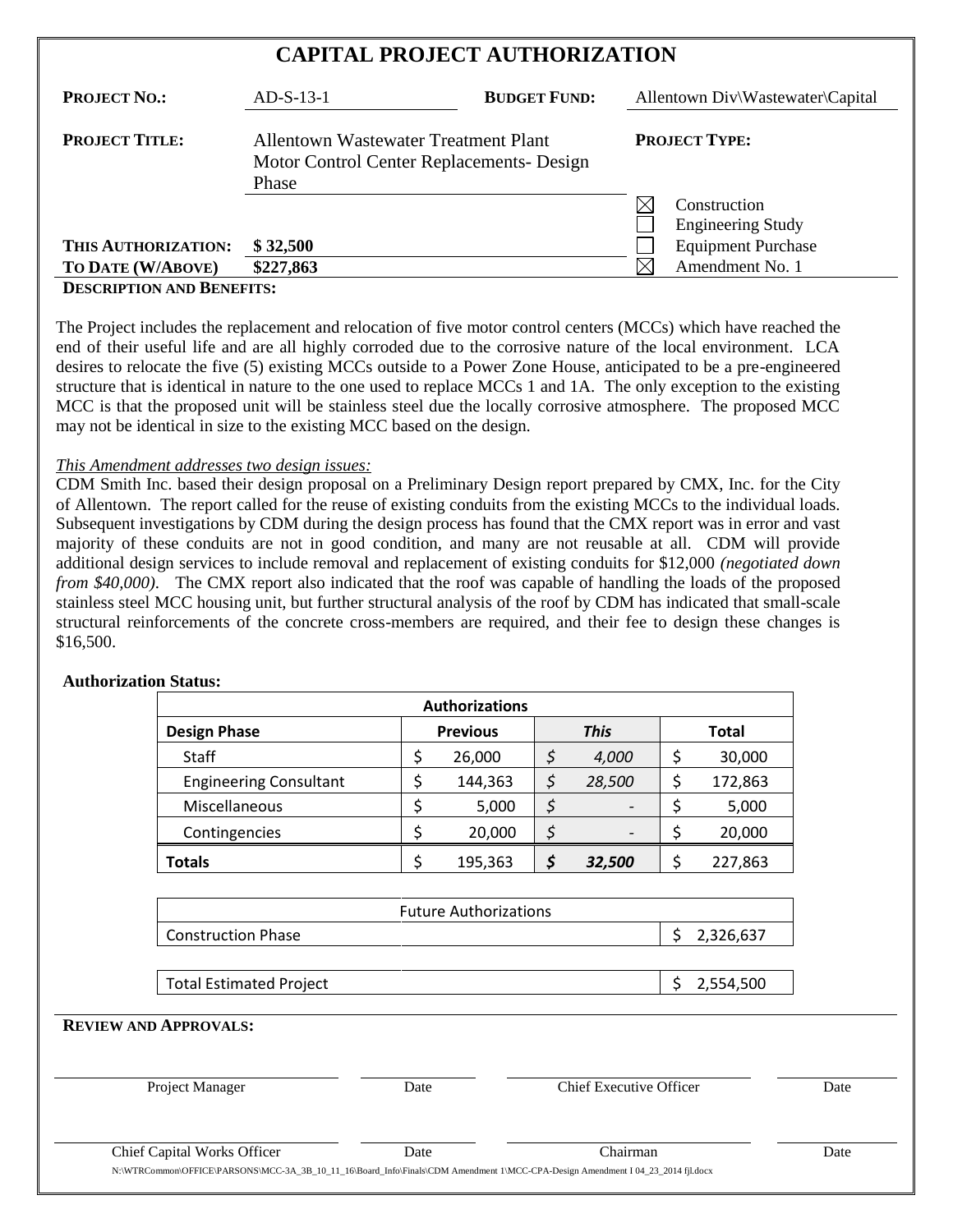# CAPITAL PROJECT AUTHORIZATION

| | | | |
|---|---|---|---|
| **PROJECT NO.:** | AD-S-13-1 | **BUDGET FUND:** | Allentown Div\Wastewater\Capital |
| **PROJECT TITLE:** | Allentown Wastewater Treatment Plant Motor Control Center Replacements- Design Phase | | **PROJECT TYPE:** |
| | | | ☒ Construction |
| | | | ☐ Engineering Study |
| **THIS AUTHORIZATION:** | $ 32,500 | | ☐ Equipment Purchase |
| **TO DATE (W/ABOVE)** | $227,863 | | ☒ Amendment No. 1 |

**DESCRIPTION AND BENEFITS:**

The Project includes the replacement and relocation of five motor control centers (MCCs) which have reached the end of their useful life and are all highly corroded due to the corrosive nature of the local environment. LCA desires to relocate the five (5) existing MCCs outside to a Power Zone House, anticipated to be a pre-engineered structure that is identical in nature to the one used to replace MCCs 1 and 1A. The only exception to the existing MCC is that the proposed unit will be stainless steel due the locally corrosive atmosphere. The proposed MCC may not be identical in size to the existing MCC based on the design.

*This Amendment addresses two design issues:*

CDM Smith Inc. based their design proposal on a Preliminary Design report prepared by CMX, Inc. for the City of Allentown. The report called for the reuse of existing conduits from the existing MCCs to the individual loads. Subsequent investigations by CDM during the design process has found that the CMX report was in error and vast majority of these conduits are not in good condition, and many are not reusable at all. CDM will provide additional design services to include removal and replacement of existing conduits for $12,000 *(negotiated down from $40,000)*. The CMX report also indicated that the roof was capable of handling the loads of the proposed stainless steel MCC housing unit, but further structural analysis of the roof by CDM has indicated that small-scale structural reinforcements of the concrete cross-members are required, and their fee to design these changes is $16,500.

**Authorization Status:**

| Authorizations | | | |
|---|---|---|---|
| **Design Phase** | **Previous** | ***This*** | **Total** |
| Staff | $ 26,000 | *$ 4,000* | $ 30,000 |
| Engineering Consultant | $ 144,363 | *$ 28,500* | $ 172,863 |
| Miscellaneous | $ 5,000 | *$ -* | $ 5,000 |
| Contingencies | $ 20,000 | *$ -* | $ 20,000 |
| **Totals** | $ 195,363 | ***$ 32,500*** | $ 227,863 |

| Future Authorizations | |
|---|---|
| Construction Phase | $ 2,326,637 |
| Total Estimated Project | $ 2,554,500 |

**REVIEW AND APPROVALS:**

| | | | |
|---|---|---|---|
| Project Manager | Date | Chief Executive Officer | Date |
| Chief Capital Works Officer | Date | Chairman | Date |

N:\WTRCommon\OFFICE\PARSONS\MCC-3A_3B_10_11_16\Board_Info\Finals\CDM Amendment 1\MCC-CPA-Design Amendment I 04_23_2014 fjl.docx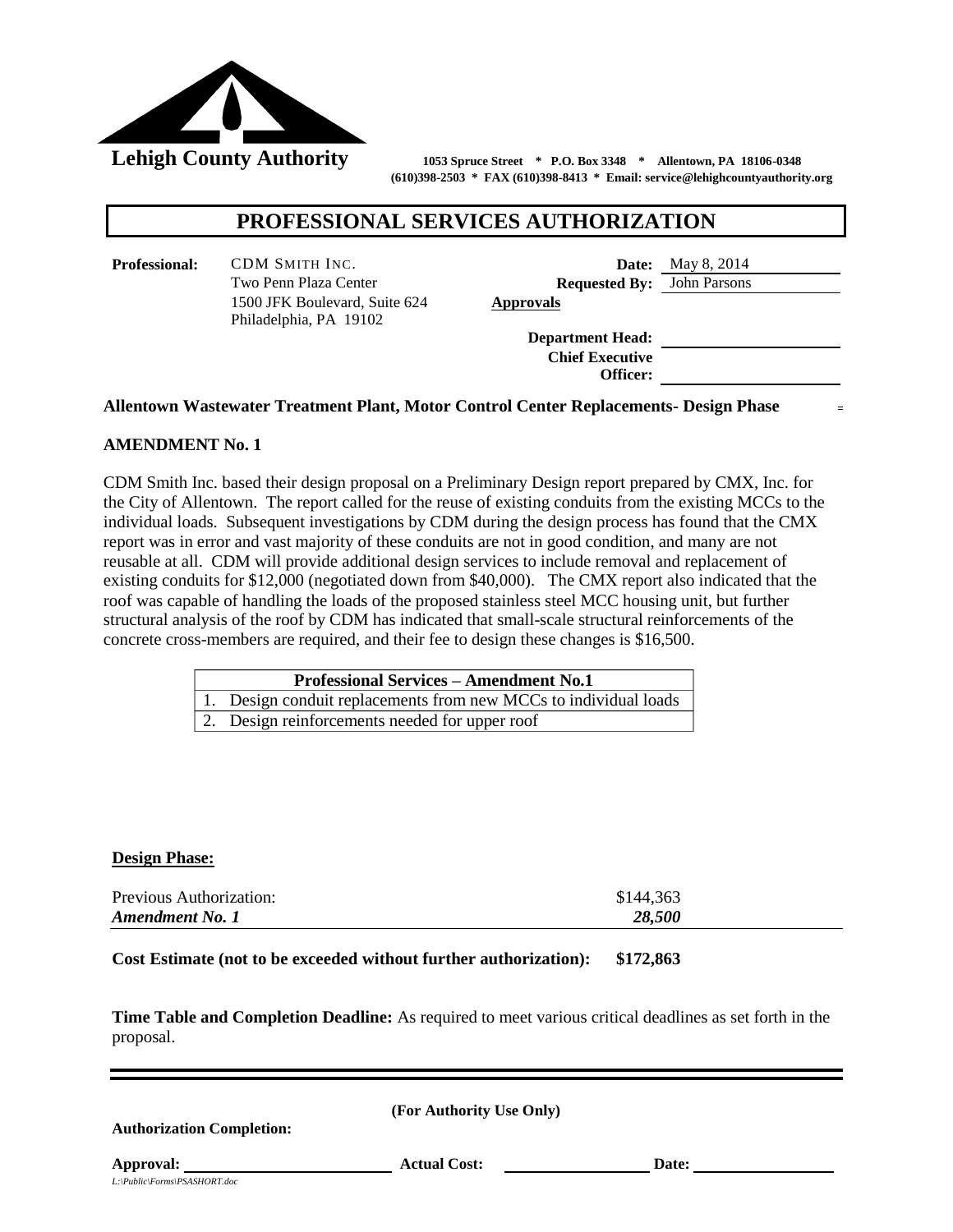**Lehigh County Authority** 1053 Spruce Street * P.O. Box 3348 * Allentown, PA 18106-0348
(610)398-2503 * FAX (610)398-8413 * Email: service@lehighcountyauthority.org

# PROFESSIONAL SERVICES AUTHORIZATION

**Professional:** CDM SMITH INC.
Two Penn Plaza Center
1500 JFK Boulevard, Suite 624
Philadelphia, PA 19102

**Date:** May 8, 2014
**Requested By:** John Parsons

**Approvals**

**Department Head:** ____________________

**Chief Executive Officer:** ____________________

**Allentown Wastewater Treatment Plant, Motor Control Center Replacements- Design Phase**

**AMENDMENT No. 1**

CDM Smith Inc. based their design proposal on a Preliminary Design report prepared by CMX, Inc. for the City of Allentown. The report called for the reuse of existing conduits from the existing MCCs to the individual loads. Subsequent investigations by CDM during the design process has found that the CMX report was in error and vast majority of these conduits are not in good condition, and many are not reusable at all. CDM will provide additional design services to include removal and replacement of existing conduits for $12,000 (negotiated down from $40,000). The CMX report also indicated that the roof was capable of handling the loads of the proposed stainless steel MCC housing unit, but further structural analysis of the roof by CDM has indicated that small-scale structural reinforcements of the concrete cross-members are required, and their fee to design these changes is $16,500.

| Professional Services – Amendment No.1 |
|---|
| 1. Design conduit replacements from new MCCs to individual loads |
| 2. Design reinforcements needed for upper roof |

**Design Phase:**

| | |
|---|---|
| Previous Authorization: | $144,363 |
| ***Amendment No. 1*** | ***28,500*** |

**Cost Estimate (not to be exceeded without further authorization): $172,863**

**Time Table and Completion Deadline:** As required to meet various critical deadlines as set forth in the proposal.

**(For Authority Use Only)**

**Authorization Completion:**

**Approval:** ____________________ **Actual Cost:** ____________________ **Date:** ____________________

L:\Public\Forms\PSASHORT.doc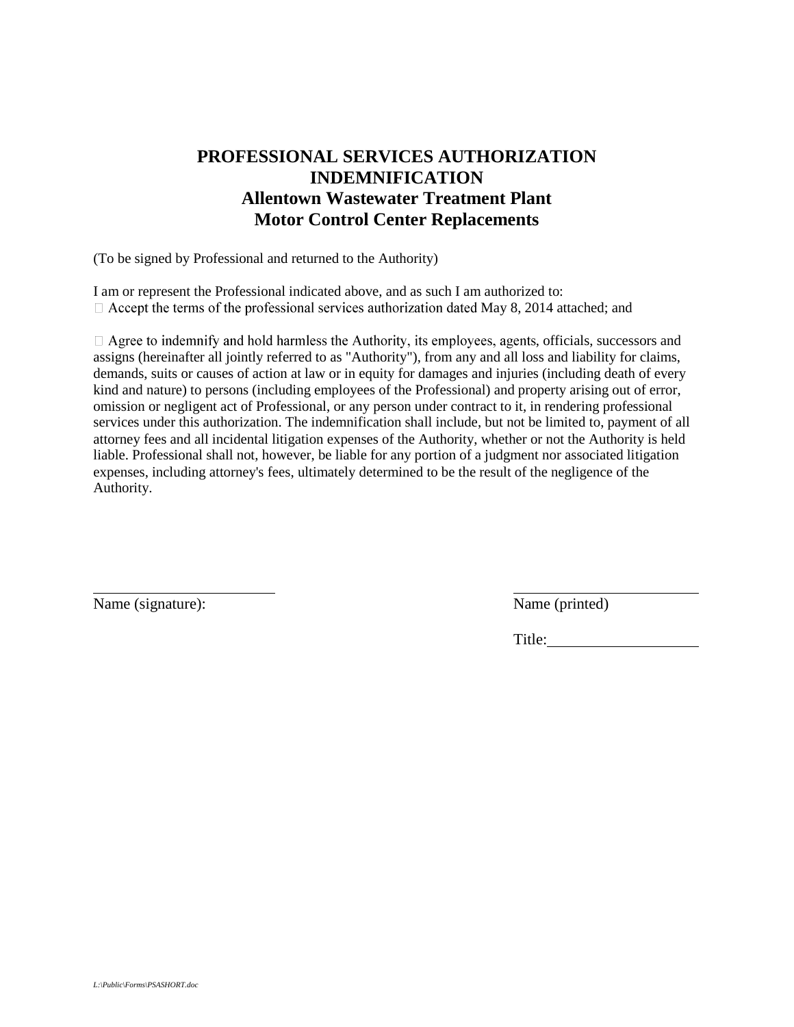# PROFESSIONAL SERVICES AUTHORIZATION INDEMNIFICATION
## Allentown Wastewater Treatment Plant
## Motor Control Center Replacements

(To be signed by Professional and returned to the Authority)

I am or represent the Professional indicated above, and as such I am authorized to:

- Accept the terms of the professional services authorization dated May 8, 2014 attached; and

- Agree to indemnify and hold harmless the Authority, its employees, agents, officials, successors and assigns (hereinafter all jointly referred to as "Authority"), from any and all loss and liability for claims, demands, suits or causes of action at law or in equity for damages and injuries (including death of every kind and nature) to persons (including employees of the Professional) and property arising out of error, omission or negligent act of Professional, or any person under contract to it, in rendering professional services under this authorization. The indemnification shall include, but not be limited to, payment of all attorney fees and all incidental litigation expenses of the Authority, whether or not the Authority is held liable. Professional shall not, however, be liable for any portion of a judgment nor associated litigation expenses, including attorney's fees, ultimately determined to be the result of the negligence of the Authority.

\_\_\_\_\_\_\_\_\_\_\_\_\_\_\_\_\_\_\_\_\_\_\_\_\_\_
Name (signature):

\_\_\_\_\_\_\_\_\_\_\_\_\_\_\_\_\_\_\_\_\_\_\_\_\_\_
Name (printed)

Title:\_\_\_\_\_\_\_\_\_\_\_\_\_\_\_\_\_\_\_\_

*L:\Public\Forms\PSASHORT.doc*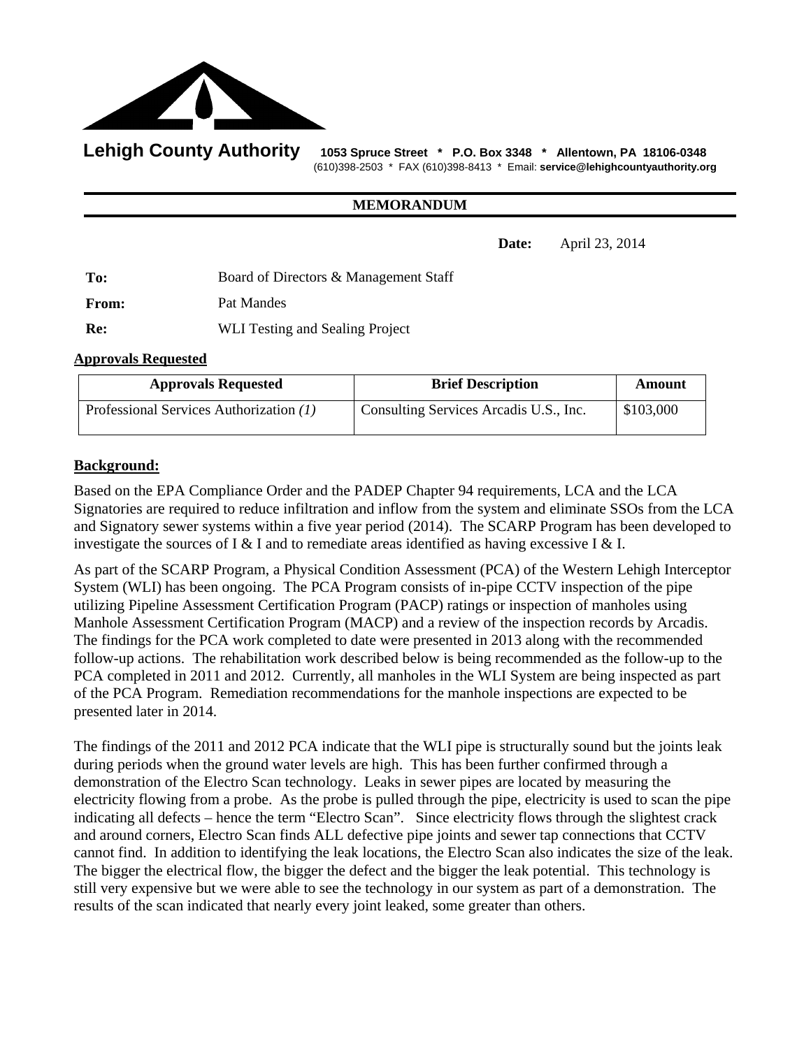**Lehigh County Authority** 1053 Spruce Street * P.O. Box 3348 * Allentown, PA 18106-0348
(610)398-2503 * FAX (610)398-8413 * Email: **service@lehighcountyauthority.org**

**MEMORANDUM**

**Date:** April 23, 2014

**To:** Board of Directors & Management Staff

**From:** Pat Mandes

**Re:** WLI Testing and Sealing Project

**Approvals Requested**

| Approvals Requested | Brief Description | Amount |
|---|---|---|
| Professional Services Authorization *(1)* | Consulting Services Arcadis U.S., Inc. | $103,000 |

**Background:**

Based on the EPA Compliance Order and the PADEP Chapter 94 requirements, LCA and the LCA Signatories are required to reduce infiltration and inflow from the system and eliminate SSOs from the LCA and Signatory sewer systems within a five year period (2014). The SCARP Program has been developed to investigate the sources of I & I and to remediate areas identified as having excessive I & I.

As part of the SCARP Program, a Physical Condition Assessment (PCA) of the Western Lehigh Interceptor System (WLI) has been ongoing. The PCA Program consists of in-pipe CCTV inspection of the pipe utilizing Pipeline Assessment Certification Program (PACP) ratings or inspection of manholes using Manhole Assessment Certification Program (MACP) and a review of the inspection records by Arcadis. The findings for the PCA work completed to date were presented in 2013 along with the recommended follow-up actions. The rehabilitation work described below is being recommended as the follow-up to the PCA completed in 2011 and 2012. Currently, all manholes in the WLI System are being inspected as part of the PCA Program. Remediation recommendations for the manhole inspections are expected to be presented later in 2014.

The findings of the 2011 and 2012 PCA indicate that the WLI pipe is structurally sound but the joints leak during periods when the ground water levels are high. This has been further confirmed through a demonstration of the Electro Scan technology. Leaks in sewer pipes are located by measuring the electricity flowing from a probe. As the probe is pulled through the pipe, electricity is used to scan the pipe indicating all defects – hence the term "Electro Scan". Since electricity flows through the slightest crack and around corners, Electro Scan finds ALL defective pipe joints and sewer tap connections that CCTV cannot find. In addition to identifying the leak locations, the Electro Scan also indicates the size of the leak. The bigger the electrical flow, the bigger the defect and the bigger the leak potential. This technology is still very expensive but we were able to see the technology in our system as part of a demonstration. The results of the scan indicated that nearly every joint leaked, some greater than others.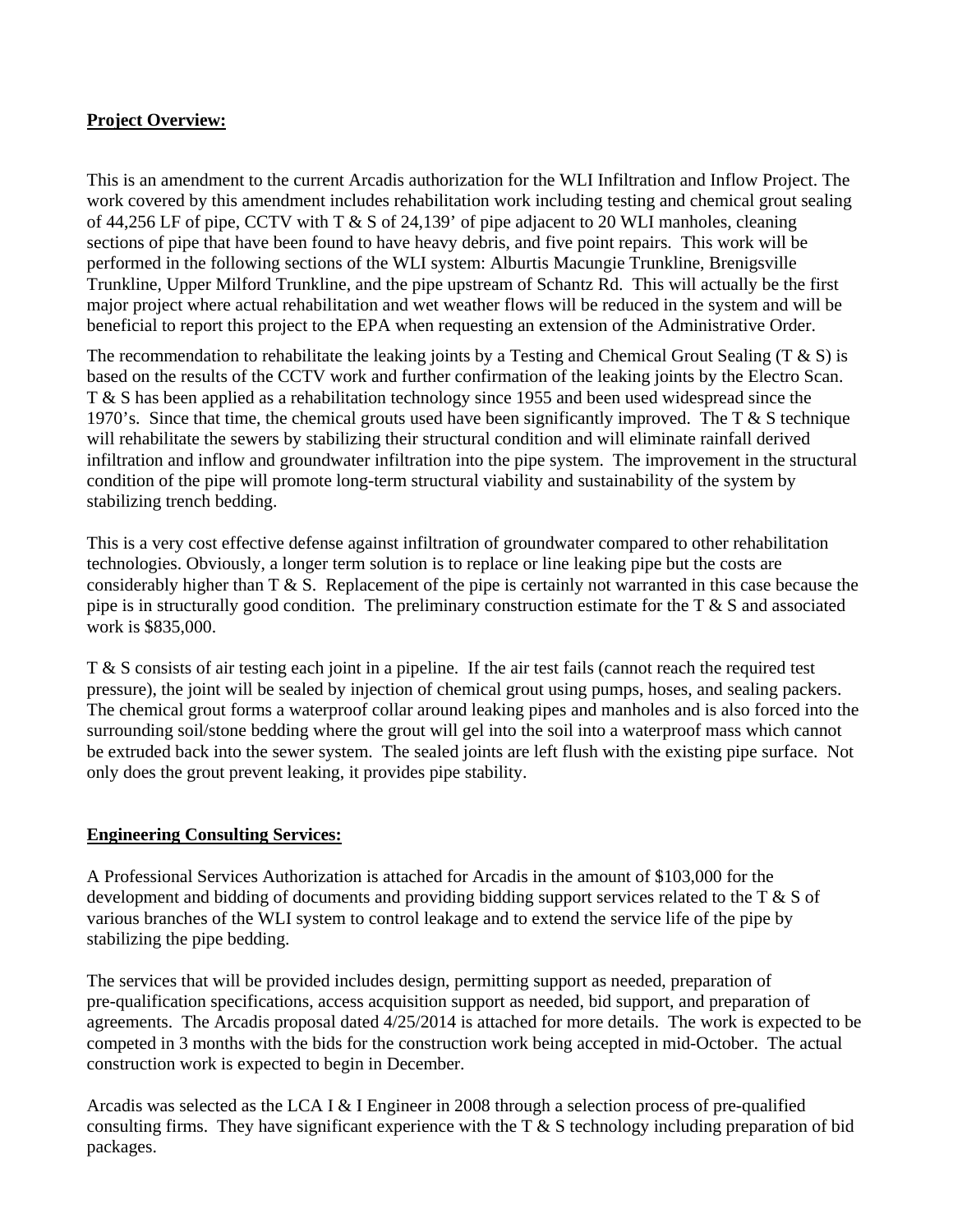**Project Overview:**

This is an amendment to the current Arcadis authorization for the WLI Infiltration and Inflow Project. The work covered by this amendment includes rehabilitation work including testing and chemical grout sealing of 44,256 LF of pipe, CCTV with T & S of 24,139' of pipe adjacent to 20 WLI manholes, cleaning sections of pipe that have been found to have heavy debris, and five point repairs. This work will be performed in the following sections of the WLI system: Alburtis Macungie Trunkline, Brenigsville Trunkline, Upper Milford Trunkline, and the pipe upstream of Schantz Rd. This will actually be the first major project where actual rehabilitation and wet weather flows will be reduced in the system and will be beneficial to report this project to the EPA when requesting an extension of the Administrative Order.

The recommendation to rehabilitate the leaking joints by a Testing and Chemical Grout Sealing (T & S) is based on the results of the CCTV work and further confirmation of the leaking joints by the Electro Scan. T & S has been applied as a rehabilitation technology since 1955 and been used widespread since the 1970's. Since that time, the chemical grouts used have been significantly improved. The T & S technique will rehabilitate the sewers by stabilizing their structural condition and will eliminate rainfall derived infiltration and inflow and groundwater infiltration into the pipe system. The improvement in the structural condition of the pipe will promote long-term structural viability and sustainability of the system by stabilizing trench bedding.

This is a very cost effective defense against infiltration of groundwater compared to other rehabilitation technologies. Obviously, a longer term solution is to replace or line leaking pipe but the costs are considerably higher than T & S. Replacement of the pipe is certainly not warranted in this case because the pipe is in structurally good condition. The preliminary construction estimate for the T & S and associated work is $835,000.

T & S consists of air testing each joint in a pipeline. If the air test fails (cannot reach the required test pressure), the joint will be sealed by injection of chemical grout using pumps, hoses, and sealing packers. The chemical grout forms a waterproof collar around leaking pipes and manholes and is also forced into the surrounding soil/stone bedding where the grout will gel into the soil into a waterproof mass which cannot be extruded back into the sewer system. The sealed joints are left flush with the existing pipe surface. Not only does the grout prevent leaking, it provides pipe stability.

**Engineering Consulting Services:**

A Professional Services Authorization is attached for Arcadis in the amount of $103,000 for the development and bidding of documents and providing bidding support services related to the T & S of various branches of the WLI system to control leakage and to extend the service life of the pipe by stabilizing the pipe bedding.

The services that will be provided includes design, permitting support as needed, preparation of pre-qualification specifications, access acquisition support as needed, bid support, and preparation of agreements. The Arcadis proposal dated 4/25/2014 is attached for more details. The work is expected to be competed in 3 months with the bids for the construction work being accepted in mid-October. The actual construction work is expected to begin in December.

Arcadis was selected as the LCA I & I Engineer in 2008 through a selection process of pre-qualified consulting firms. They have significant experience with the T & S technology including preparation of bid packages.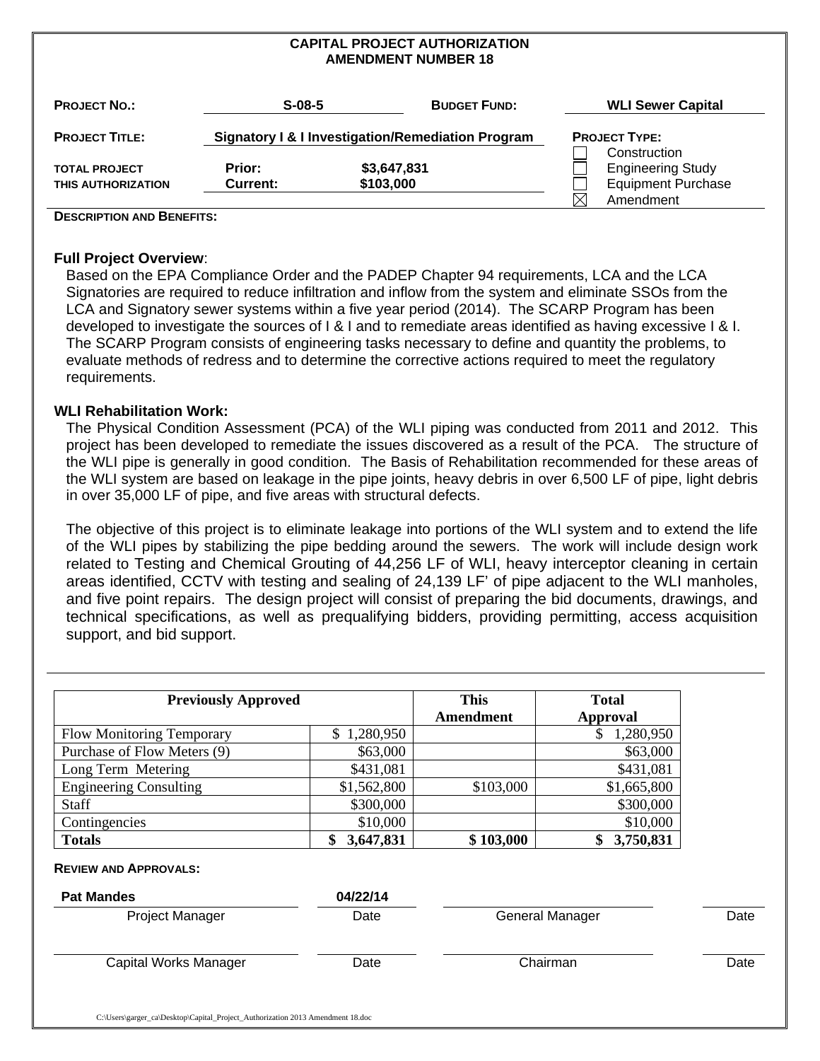# CAPITAL PROJECT AUTHORIZATION
## AMENDMENT NUMBER 18

| | | | |
|---|---|---|---|
| **PROJECT NO.:** | **S-08-5** | **BUDGET FUND:** | **WLI Sewer Capital** |
| **PROJECT TITLE:** | **Signatory I & I Investigation/Remediation Program** | | **PROJECT TYPE:** |
| | | | ☐ Construction |
| **TOTAL PROJECT** | **Prior:** | **$3,647,831** | ☐ Engineering Study |
| **THIS AUTHORIZATION** | **Current:** | **$103,000** | ☐ Equipment Purchase |
| | | | ☒ Amendment |

**DESCRIPTION AND BENEFITS:**

**Full Project Overview**:

Based on the EPA Compliance Order and the PADEP Chapter 94 requirements, LCA and the LCA Signatories are required to reduce infiltration and inflow from the system and eliminate SSOs from the LCA and Signatory sewer systems within a five year period (2014). The SCARP Program has been developed to investigate the sources of I & I and to remediate areas identified as having excessive I & I. The SCARP Program consists of engineering tasks necessary to define and quantity the problems, to evaluate methods of redress and to determine the corrective actions required to meet the regulatory requirements.

**WLI Rehabilitation Work:**

The Physical Condition Assessment (PCA) of the WLI piping was conducted from 2011 and 2012. This project has been developed to remediate the issues discovered as a result of the PCA. The structure of the WLI pipe is generally in good condition. The Basis of Rehabilitation recommended for these areas of the WLI system are based on leakage in the pipe joints, heavy debris in over 6,500 LF of pipe, light debris in over 35,000 LF of pipe, and five areas with structural defects.

The objective of this project is to eliminate leakage into portions of the WLI system and to extend the life of the WLI pipes by stabilizing the pipe bedding around the sewers. The work will include design work related to Testing and Chemical Grouting of 44,256 LF of WLI, heavy interceptor cleaning in certain areas identified, CCTV with testing and sealing of 24,139 LF' of pipe adjacent to the WLI manholes, and five point repairs. The design project will consist of preparing the bid documents, drawings, and technical specifications, as well as prequalifying bidders, providing permitting, access acquisition support, and bid support.

| **Previously Approved** | | **This Amendment** | **Total Approval** |
|---|---|---|---|
| Flow Monitoring Temporary | $ 1,280,950 | | $ 1,280,950 |
| Purchase of Flow Meters (9) | $63,000 | | $63,000 |
| Long Term Metering | $431,081 | | $431,081 |
| Engineering Consulting | $1,562,800 | $103,000 | $1,665,800 |
| Staff | $300,000 | | $300,000 |
| Contingencies | $10,000 | | $10,000 |
| **Totals** | **$ 3,647,831** | **$ 103,000** | **$ 3,750,831** |

**REVIEW AND APPROVALS:**

| | | | |
|---|---|---|---|
| **Pat Mandes** | **04/22/14** | | |
| Project Manager | Date | General Manager | Date |
| | | | |
| Capital Works Manager | Date | Chairman | Date |

C:\Users\garger_ca\Desktop\Capital_Project_Authorization 2013 Amendment 18.doc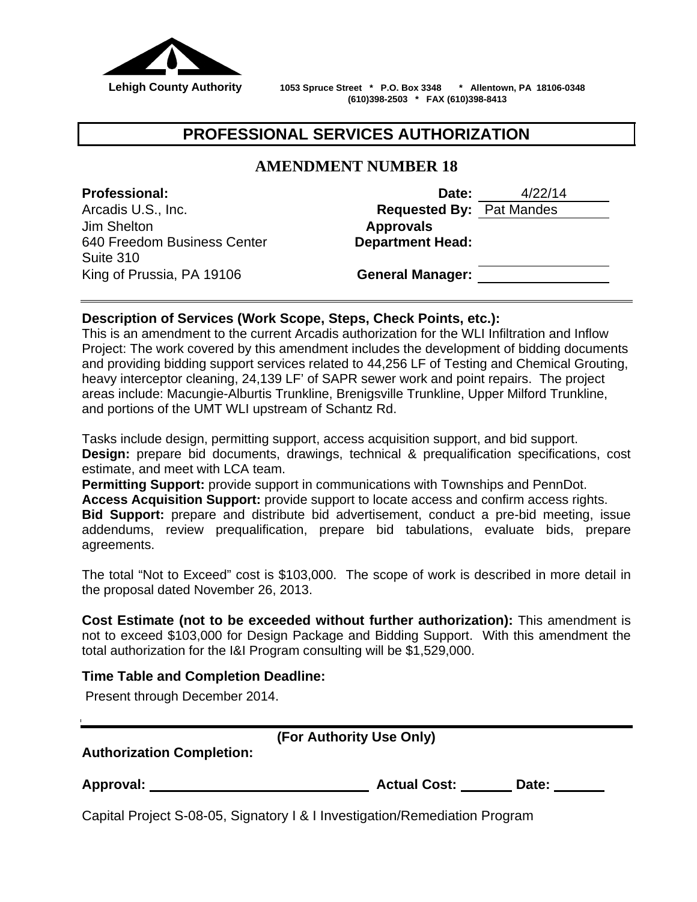**Lehigh County Authority** 1053 Spruce Street * P.O. Box 3348 * Allentown, PA 18106-0348
(610)398-2503 * FAX (610)398-8413

# PROFESSIONAL SERVICES AUTHORIZATION

## AMENDMENT NUMBER 18

| **Professional:** | **Date:** 4/22/14 |
|---|---|
| Arcadis U.S., Inc. | **Requested By:** Pat Mandes |
| Jim Shelton | **Approvals** |
| 640 Freedom Business Center | **Department Head:** |
| Suite 310 | |
| King of Prussia, PA 19106 | **General Manager:** |

**Description of Services (Work Scope, Steps, Check Points, etc.):**
This is an amendment to the current Arcadis authorization for the WLI Infiltration and Inflow Project: The work covered by this amendment includes the development of bidding documents and providing bidding support services related to 44,256 LF of Testing and Chemical Grouting, heavy interceptor cleaning, 24,139 LF' of SAPR sewer work and point repairs. The project areas include: Macungie-Alburtis Trunkline, Brenigsville Trunkline, Upper Milford Trunkline, and portions of the UMT WLI upstream of Schantz Rd.

Tasks include design, permitting support, access acquisition support, and bid support.
**Design:** prepare bid documents, drawings, technical & prequalification specifications, cost estimate, and meet with LCA team.
**Permitting Support:** provide support in communications with Townships and PennDot.
**Access Acquisition Support:** provide support to locate access and confirm access rights.
**Bid Support:** prepare and distribute bid advertisement, conduct a pre-bid meeting, issue addendums, review prequalification, prepare bid tabulations, evaluate bids, prepare agreements.

The total "Not to Exceed" cost is $103,000. The scope of work is described in more detail in the proposal dated November 26, 2013.

**Cost Estimate (not to be exceeded without further authorization):** This amendment is not to exceed $103,000 for Design Package and Bidding Support. With this amendment the total authorization for the I&I Program consulting will be $1,529,000.

**Time Table and Completion Deadline:**
Present through December 2014.

**(For Authority Use Only)**

**Authorization Completion:**

**Approval:** ____________________ **Actual Cost:** ________ **Date:** ________

Capital Project S-08-05, Signatory I & I Investigation/Remediation Program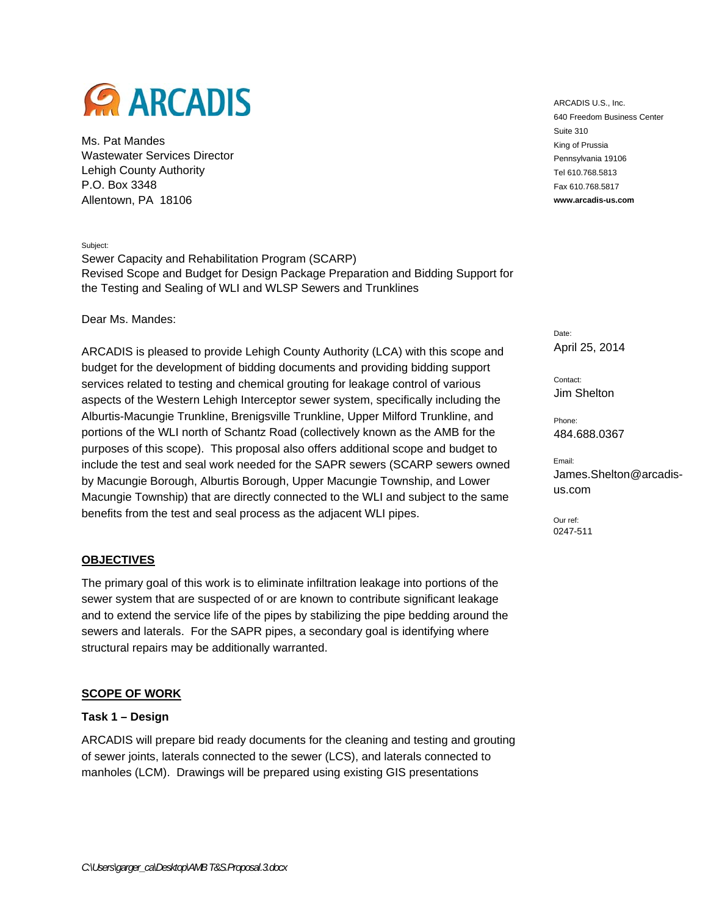ARCADIS

ARCADIS U.S., Inc.
640 Freedom Business Center
Suite 310
King of Prussia
Pennsylvania 19106
Tel 610.768.5813
Fax 610.768.5817
**www.arcadis-us.com**

Ms. Pat Mandes
Wastewater Services Director
Lehigh County Authority
P.O. Box 3348
Allentown, PA 18106

Subject:
Sewer Capacity and Rehabilitation Program (SCARP)
Revised Scope and Budget for Design Package Preparation and Bidding Support for the Testing and Sealing of WLI and WLSP Sewers and Trunklines

Date:
April 25, 2014

Contact:
Jim Shelton

Phone:
484.688.0367

Email:
James.Shelton@arcadis-us.com

Our ref:
0247-511

Dear Ms. Mandes:

ARCADIS is pleased to provide Lehigh County Authority (LCA) with this scope and budget for the development of bidding documents and providing bidding support services related to testing and chemical grouting for leakage control of various aspects of the Western Lehigh Interceptor sewer system, specifically including the Alburtis-Macungie Trunkline, Brenigsville Trunkline, Upper Milford Trunkline, and portions of the WLI north of Schantz Road (collectively known as the AMB for the purposes of this scope). This proposal also offers additional scope and budget to include the test and seal work needed for the SAPR sewers (SCARP sewers owned by Macungie Borough, Alburtis Borough, Upper Macungie Township, and Lower Macungie Township) that are directly connected to the WLI and subject to the same benefits from the test and seal process as the adjacent WLI pipes.

## OBJECTIVES

The primary goal of this work is to eliminate infiltration leakage into portions of the sewer system that are suspected of or are known to contribute significant leakage and to extend the service life of the pipes by stabilizing the pipe bedding around the sewers and laterals. For the SAPR pipes, a secondary goal is identifying where structural repairs may be additionally warranted.

## SCOPE OF WORK

### Task 1 – Design

ARCADIS will prepare bid ready documents for the cleaning and testing and grouting of sewer joints, laterals connected to the sewer (LCS), and laterals connected to manholes (LCM). Drawings will be prepared using existing GIS presentations

*C:\Users\garger_ca\Desktop\AMB T&S.Proposal.3.docx*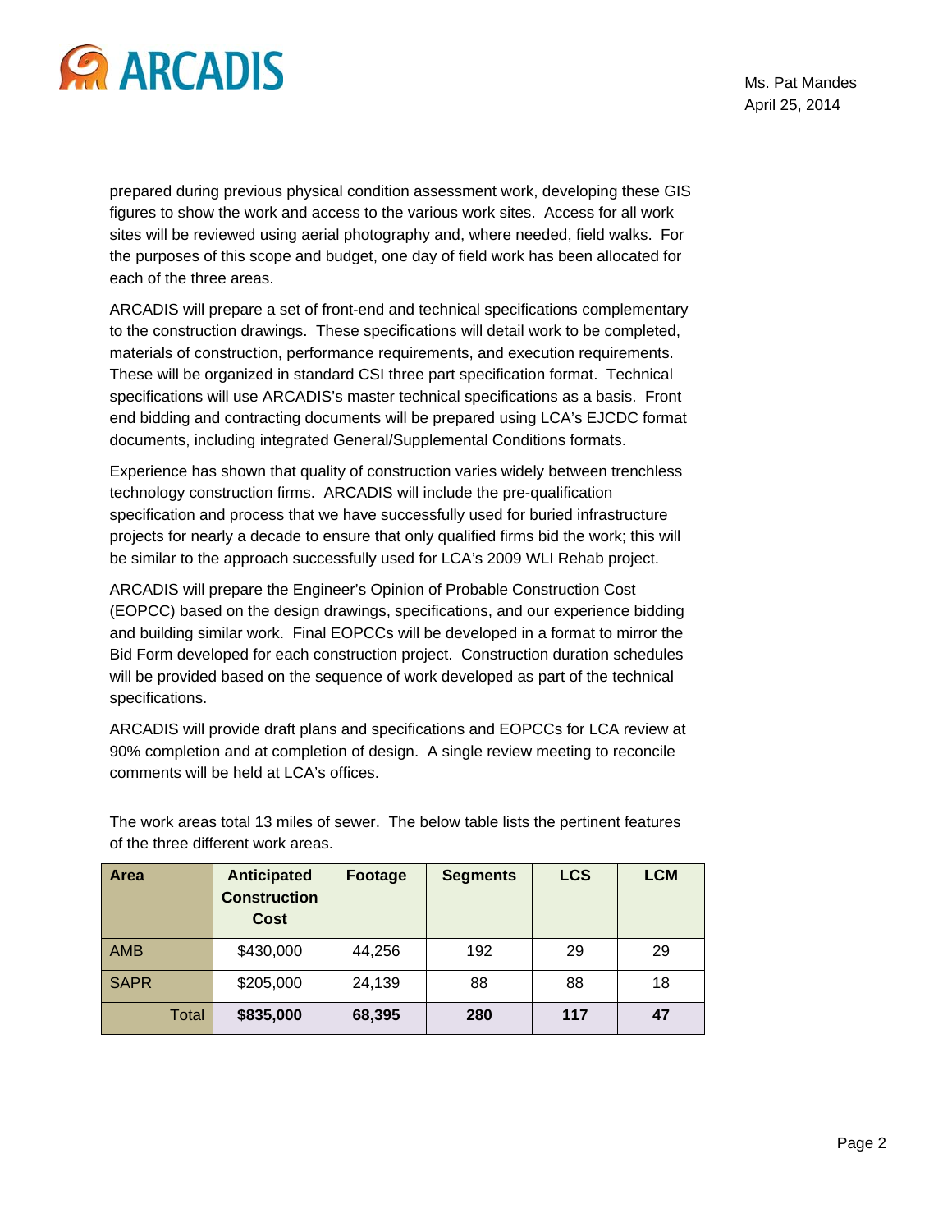prepared during previous physical condition assessment work, developing these GIS figures to show the work and access to the various work sites. Access for all work sites will be reviewed using aerial photography and, where needed, field walks. For the purposes of this scope and budget, one day of field work has been allocated for each of the three areas.

ARCADIS will prepare a set of front-end and technical specifications complementary to the construction drawings. These specifications will detail work to be completed, materials of construction, performance requirements, and execution requirements. These will be organized in standard CSI three part specification format. Technical specifications will use ARCADIS's master technical specifications as a basis. Front end bidding and contracting documents will be prepared using LCA's EJCDC format documents, including integrated General/Supplemental Conditions formats.

Experience has shown that quality of construction varies widely between trenchless technology construction firms. ARCADIS will include the pre-qualification specification and process that we have successfully used for buried infrastructure projects for nearly a decade to ensure that only qualified firms bid the work; this will be similar to the approach successfully used for LCA's 2009 WLI Rehab project.

ARCADIS will prepare the Engineer's Opinion of Probable Construction Cost (EOPCC) based on the design drawings, specifications, and our experience bidding and building similar work. Final EOPCCs will be developed in a format to mirror the Bid Form developed for each construction project. Construction duration schedules will be provided based on the sequence of work developed as part of the technical specifications.

ARCADIS will provide draft plans and specifications and EOPCCs for LCA review at 90% completion and at completion of design. A single review meeting to reconcile comments will be held at LCA's offices.

The work areas total 13 miles of sewer. The below table lists the pertinent features of the three different work areas.

| Area | Anticipated Construction Cost | Footage | Segments | LCS | LCM |
|---|---|---|---|---|---|
| AMB | $430,000 | 44,256 | 192 | 29 | 29 |
| SAPR | $205,000 | 24,139 | 88 | 88 | 18 |
| Total | **$835,000** | **68,395** | **280** | **117** | **47** |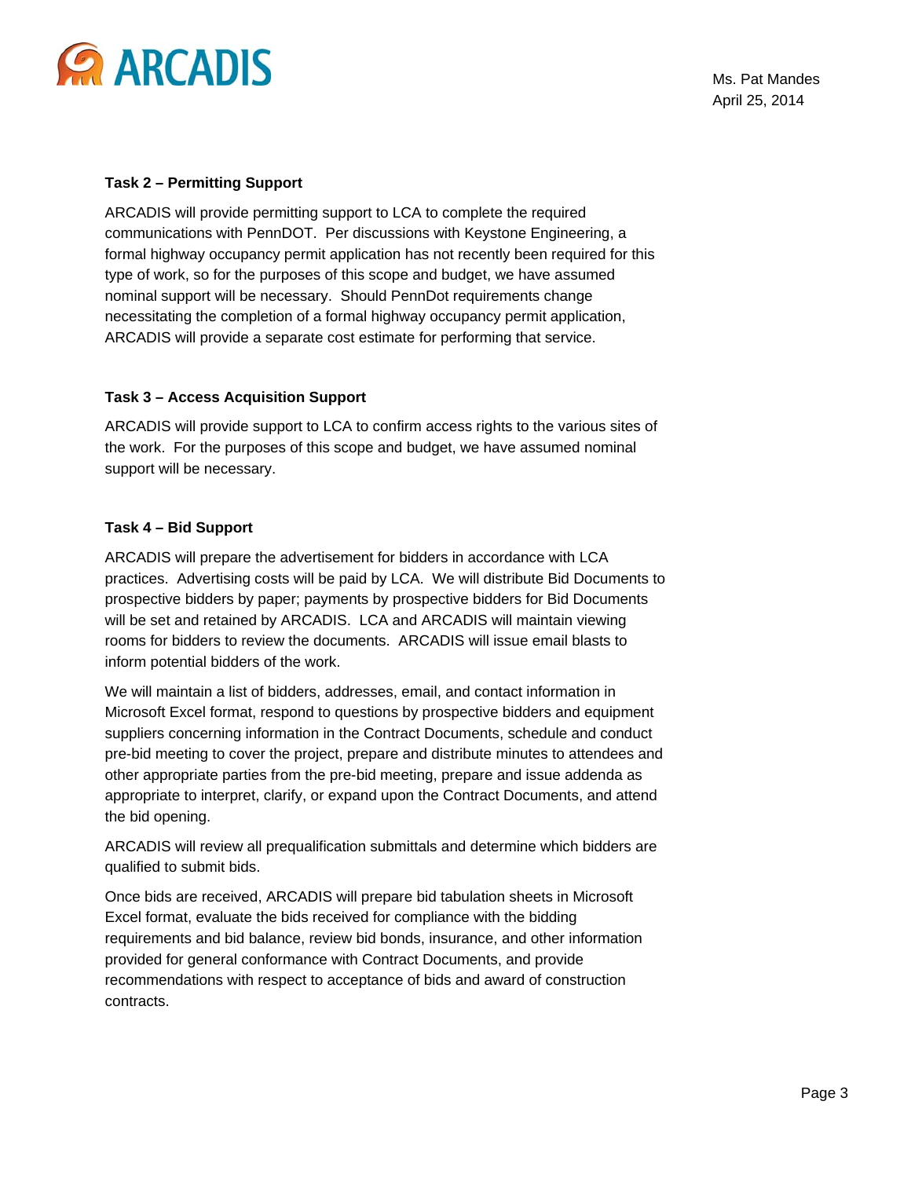**Task 2 – Permitting Support**

ARCADIS will provide permitting support to LCA to complete the required communications with PennDOT. Per discussions with Keystone Engineering, a formal highway occupancy permit application has not recently been required for this type of work, so for the purposes of this scope and budget, we have assumed nominal support will be necessary. Should PennDot requirements change necessitating the completion of a formal highway occupancy permit application, ARCADIS will provide a separate cost estimate for performing that service.

**Task 3 – Access Acquisition Support**

ARCADIS will provide support to LCA to confirm access rights to the various sites of the work. For the purposes of this scope and budget, we have assumed nominal support will be necessary.

**Task 4 – Bid Support**

ARCADIS will prepare the advertisement for bidders in accordance with LCA practices. Advertising costs will be paid by LCA. We will distribute Bid Documents to prospective bidders by paper; payments by prospective bidders for Bid Documents will be set and retained by ARCADIS. LCA and ARCADIS will maintain viewing rooms for bidders to review the documents. ARCADIS will issue email blasts to inform potential bidders of the work.

We will maintain a list of bidders, addresses, email, and contact information in Microsoft Excel format, respond to questions by prospective bidders and equipment suppliers concerning information in the Contract Documents, schedule and conduct pre-bid meeting to cover the project, prepare and distribute minutes to attendees and other appropriate parties from the pre-bid meeting, prepare and issue addenda as appropriate to interpret, clarify, or expand upon the Contract Documents, and attend the bid opening.

ARCADIS will review all prequalification submittals and determine which bidders are qualified to submit bids.

Once bids are received, ARCADIS will prepare bid tabulation sheets in Microsoft Excel format, evaluate the bids received for compliance with the bidding requirements and bid balance, review bid bonds, insurance, and other information provided for general conformance with Contract Documents, and provide recommendations with respect to acceptance of bids and award of construction contracts.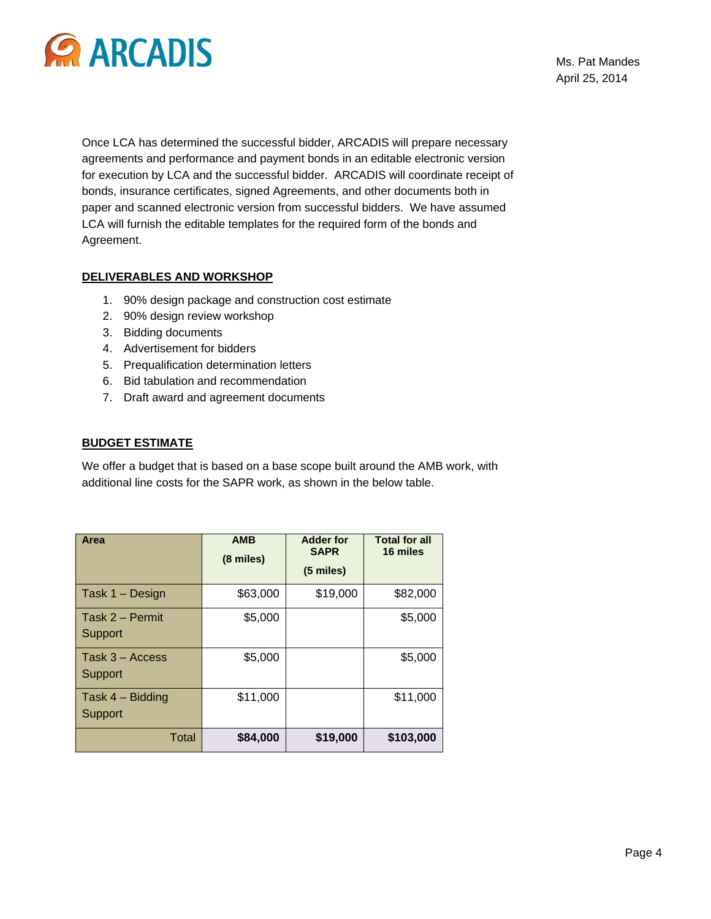Once LCA has determined the successful bidder, ARCADIS will prepare necessary agreements and performance and payment bonds in an editable electronic version for execution by LCA and the successful bidder. ARCADIS will coordinate receipt of bonds, insurance certificates, signed Agreements, and other documents both in paper and scanned electronic version from successful bidders. We have assumed LCA will furnish the editable templates for the required form of the bonds and Agreement.

## DELIVERABLES AND WORKSHOP

1. 90% design package and construction cost estimate
2. 90% design review workshop
3. Bidding documents
4. Advertisement for bidders
5. Prequalification determination letters
6. Bid tabulation and recommendation
7. Draft award and agreement documents

## BUDGET ESTIMATE

We offer a budget that is based on a base scope built around the AMB work, with additional line costs for the SAPR work, as shown in the below table.

| Area | AMB (8 miles) | Adder for SAPR (5 miles) | Total for all 16 miles |
|---|---|---|---|
| Task 1 – Design | $63,000 | $19,000 | $82,000 |
| Task 2 – Permit Support | $5,000 | | $5,000 |
| Task 3 – Access Support | $5,000 | | $5,000 |
| Task 4 – Bidding Support | $11,000 | | $11,000 |
| Total | **$84,000** | **$19,000** | **$103,000** |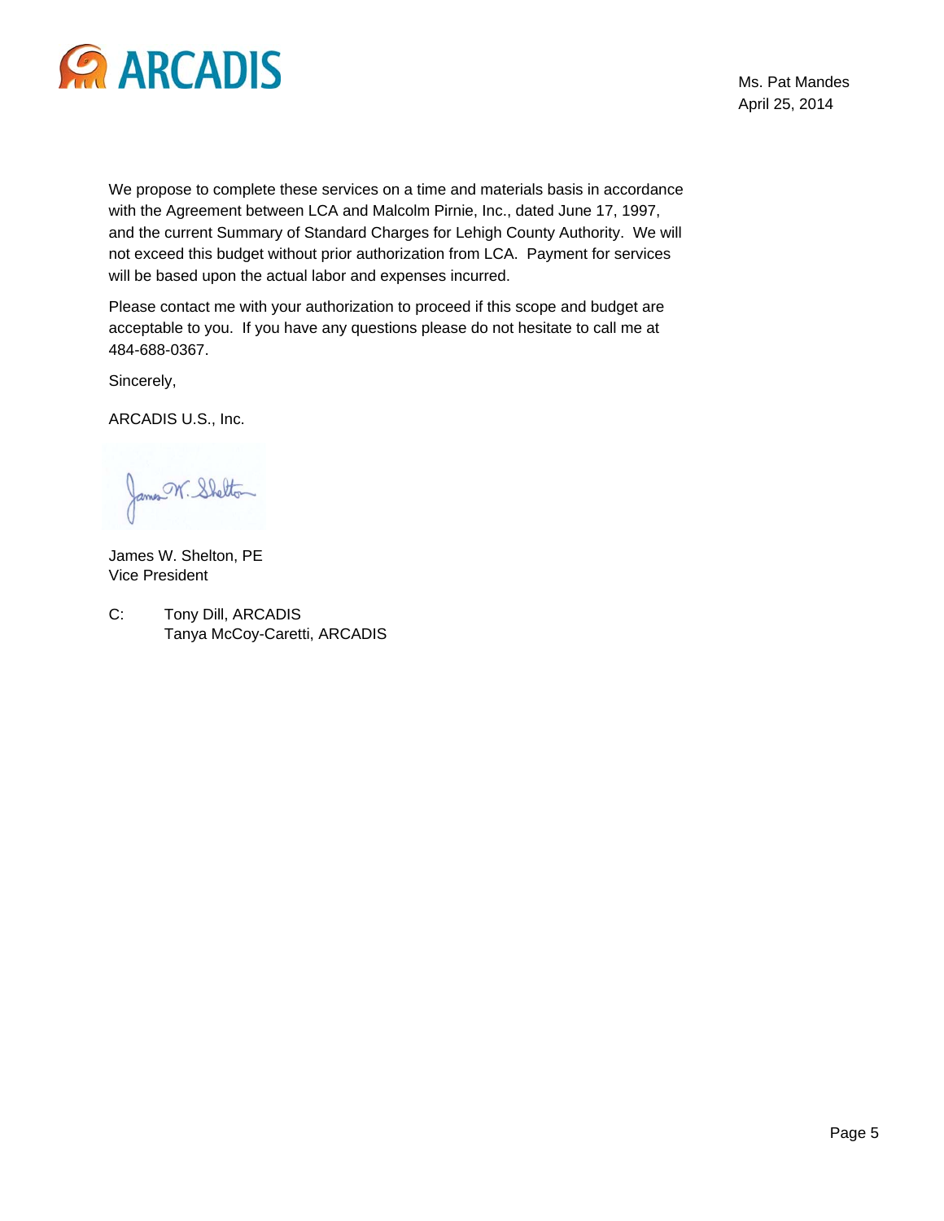We propose to complete these services on a time and materials basis in accordance with the Agreement between LCA and Malcolm Pirnie, Inc., dated June 17, 1997, and the current Summary of Standard Charges for Lehigh County Authority. We will not exceed this budget without prior authorization from LCA. Payment for services will be based upon the actual labor and expenses incurred.

Please contact me with your authorization to proceed if this scope and budget are acceptable to you. If you have any questions please do not hesitate to call me at 484-688-0367.

Sincerely,

ARCADIS U.S., Inc.

James W. Shelton, PE
Vice President

C: Tony Dill, ARCADIS
Tanya McCoy-Caretti, ARCADIS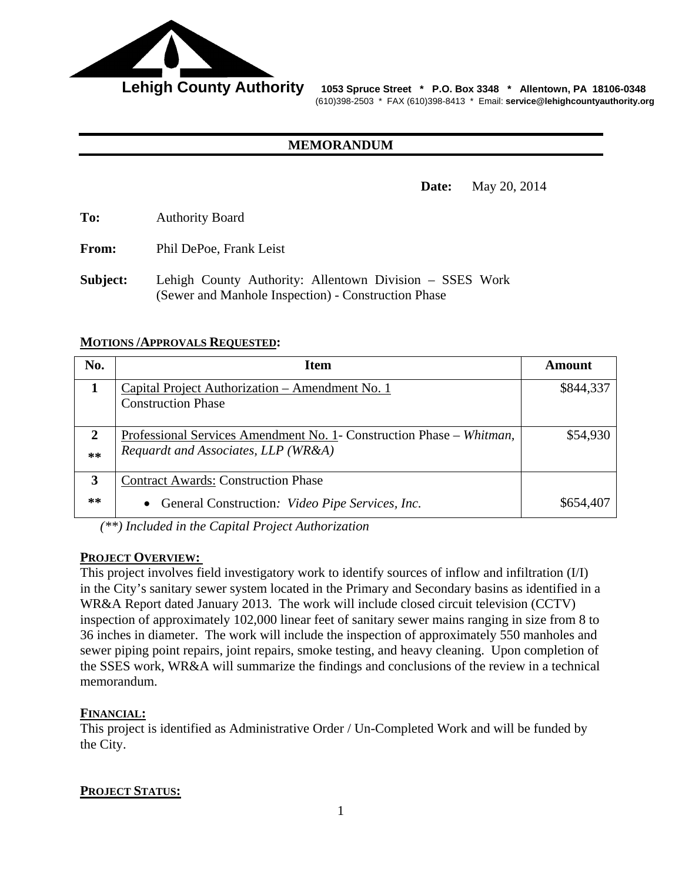**Lehigh County Authority** 1053 Spruce Street * P.O. Box 3348 * Allentown, PA 18106-0348
(610)398-2503 * FAX (610)398-8413 * Email: **service@lehighcountyauthority.org**

## MEMORANDUM

**Date:** May 20, 2014

**To:** Authority Board

**From:** Phil DePoe, Frank Leist

**Subject:** Lehigh County Authority: Allentown Division – SSES Work (Sewer and Manhole Inspection) - Construction Phase

### MOTIONS /APPROVALS REQUESTED:

| No. | Item | Amount |
|---|---|---|
| **1** | Capital Project Authorization – Amendment No. 1<br>Construction Phase | $844,337 |
| **2**<br>** | Professional Services Amendment No. 1- Construction Phase – *Whitman, Requardt and Associates, LLP (WR&A)* | $54,930 |
| **3**<br>** | Contract Awards: Construction Phase<br>• General Construction*: Video Pipe Services, Inc.* | <br>$654,407 |

*(**) Included in the Capital Project Authorization*

### PROJECT OVERVIEW:

This project involves field investigatory work to identify sources of inflow and infiltration (I/I) in the City's sanitary sewer system located in the Primary and Secondary basins as identified in a WR&A Report dated January 2013. The work will include closed circuit television (CCTV) inspection of approximately 102,000 linear feet of sanitary sewer mains ranging in size from 8 to 36 inches in diameter. The work will include the inspection of approximately 550 manholes and sewer piping point repairs, joint repairs, smoke testing, and heavy cleaning. Upon completion of the SSES work, WR&A will summarize the findings and conclusions of the review in a technical memorandum.

### FINANCIAL:

This project is identified as Administrative Order / Un-Completed Work and will be funded by the City.

### PROJECT STATUS: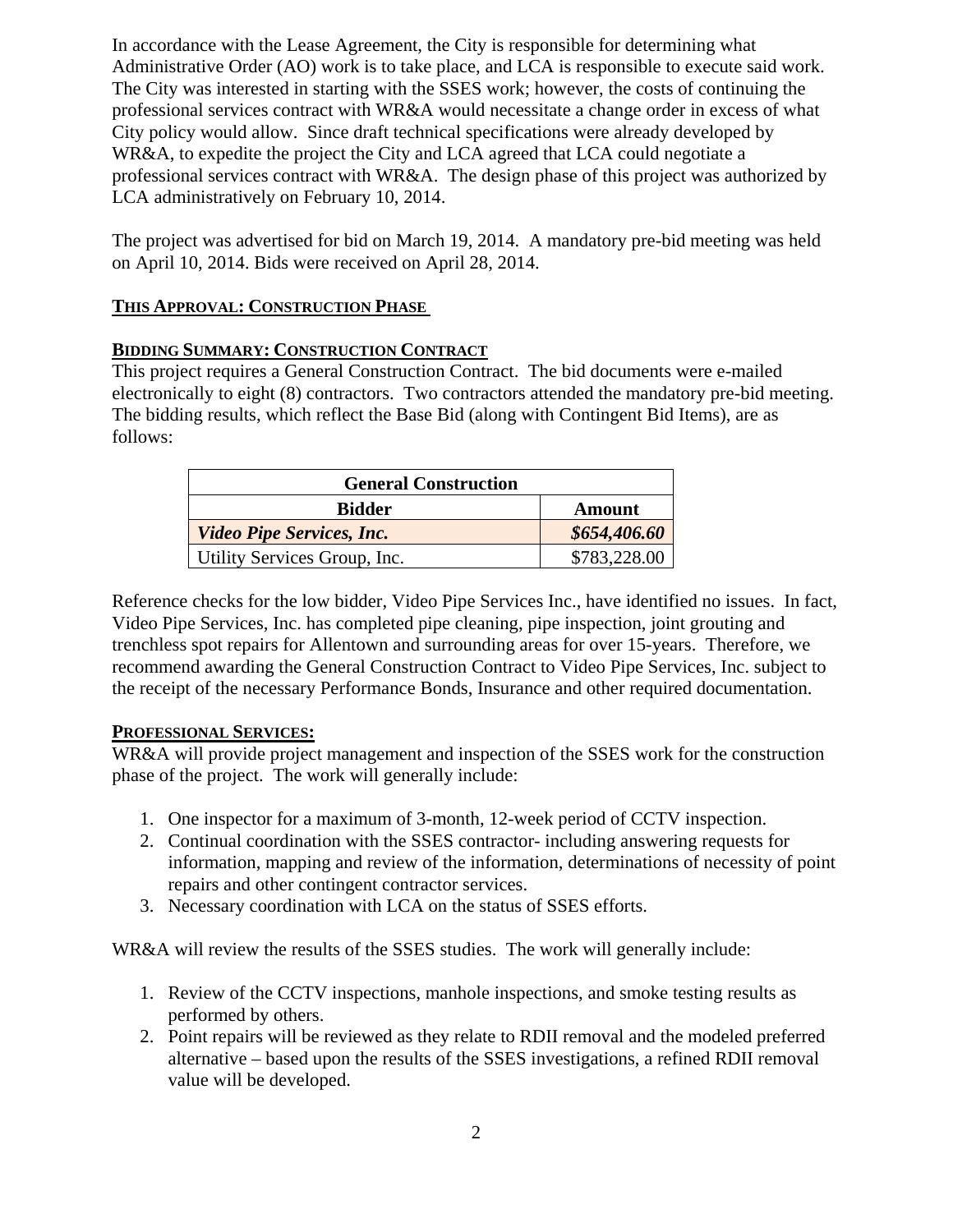In accordance with the Lease Agreement, the City is responsible for determining what Administrative Order (AO) work is to take place, and LCA is responsible to execute said work. The City was interested in starting with the SSES work; however, the costs of continuing the professional services contract with WR&A would necessitate a change order in excess of what City policy would allow. Since draft technical specifications were already developed by WR&A, to expedite the project the City and LCA agreed that LCA could negotiate a professional services contract with WR&A. The design phase of this project was authorized by LCA administratively on February 10, 2014.

The project was advertised for bid on March 19, 2014. A mandatory pre-bid meeting was held on April 10, 2014. Bids were received on April 28, 2014.

**THIS APPROVAL: CONSTRUCTION PHASE**

**BIDDING SUMMARY: CONSTRUCTION CONTRACT**

This project requires a General Construction Contract. The bid documents were e-mailed electronically to eight (8) contractors. Two contractors attended the mandatory pre-bid meeting. The bidding results, which reflect the Base Bid (along with Contingent Bid Items), are as follows:

| General Construction | |
|---|---|
| **Bidder** | **Amount** |
| ***Video Pipe Services, Inc.*** | ***$654,406.60*** |
| Utility Services Group, Inc. | $783,228.00 |

Reference checks for the low bidder, Video Pipe Services Inc., have identified no issues. In fact, Video Pipe Services, Inc. has completed pipe cleaning, pipe inspection, joint grouting and trenchless spot repairs for Allentown and surrounding areas for over 15-years. Therefore, we recommend awarding the General Construction Contract to Video Pipe Services, Inc. subject to the receipt of the necessary Performance Bonds, Insurance and other required documentation.

**PROFESSIONAL SERVICES:**

WR&A will provide project management and inspection of the SSES work for the construction phase of the project. The work will generally include:

1. One inspector for a maximum of 3-month, 12-week period of CCTV inspection.
2. Continual coordination with the SSES contractor- including answering requests for information, mapping and review of the information, determinations of necessity of point repairs and other contingent contractor services.
3. Necessary coordination with LCA on the status of SSES efforts.

WR&A will review the results of the SSES studies. The work will generally include:

1. Review of the CCTV inspections, manhole inspections, and smoke testing results as performed by others.
2. Point repairs will be reviewed as they relate to RDII removal and the modeled preferred alternative – based upon the results of the SSES investigations, a refined RDII removal value will be developed.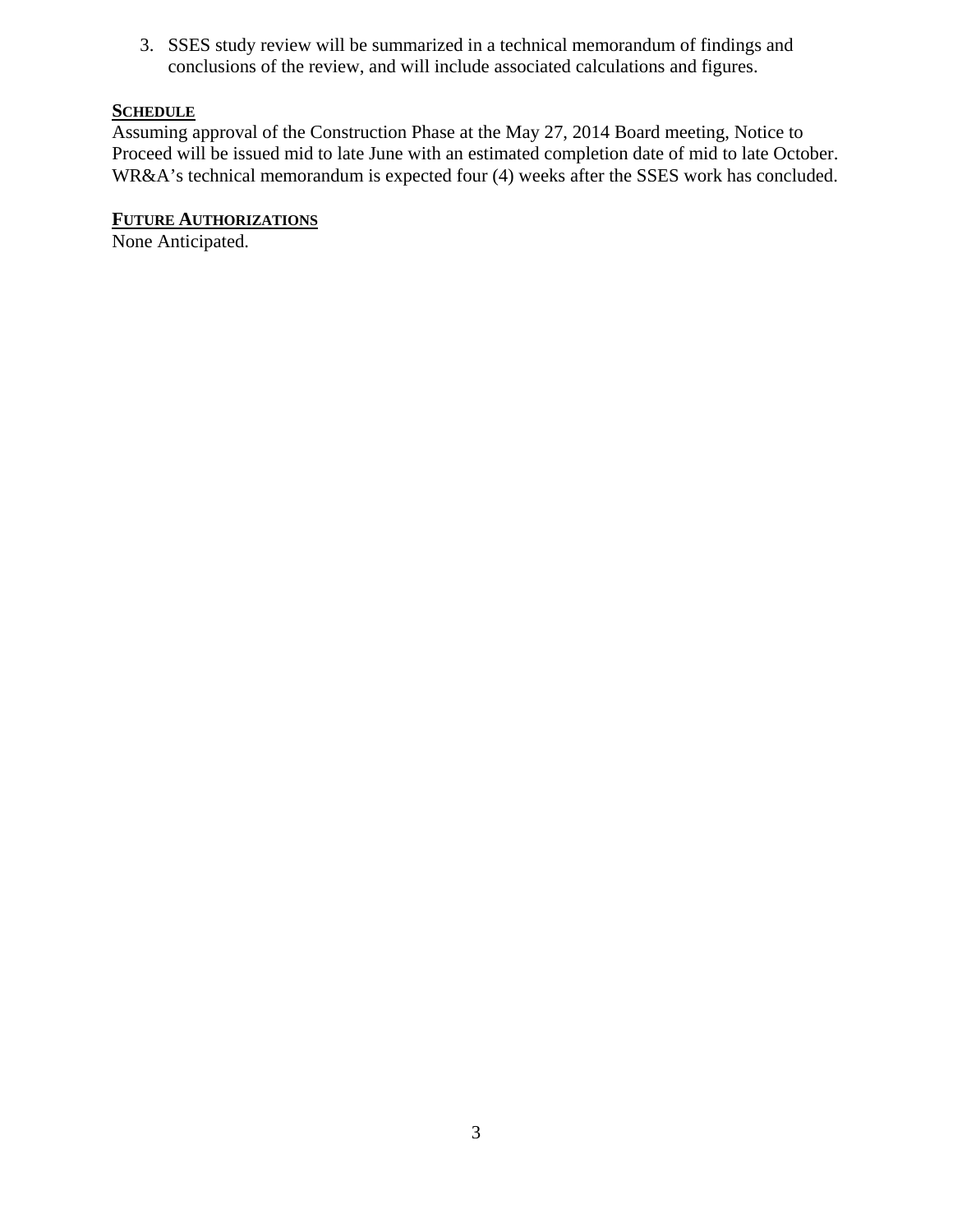3. SSES study review will be summarized in a technical memorandum of findings and conclusions of the review, and will include associated calculations and figures.

**SCHEDULE**

Assuming approval of the Construction Phase at the May 27, 2014 Board meeting, Notice to Proceed will be issued mid to late June with an estimated completion date of mid to late October. WR&A's technical memorandum is expected four (4) weeks after the SSES work has concluded.

**FUTURE AUTHORIZATIONS**

None Anticipated.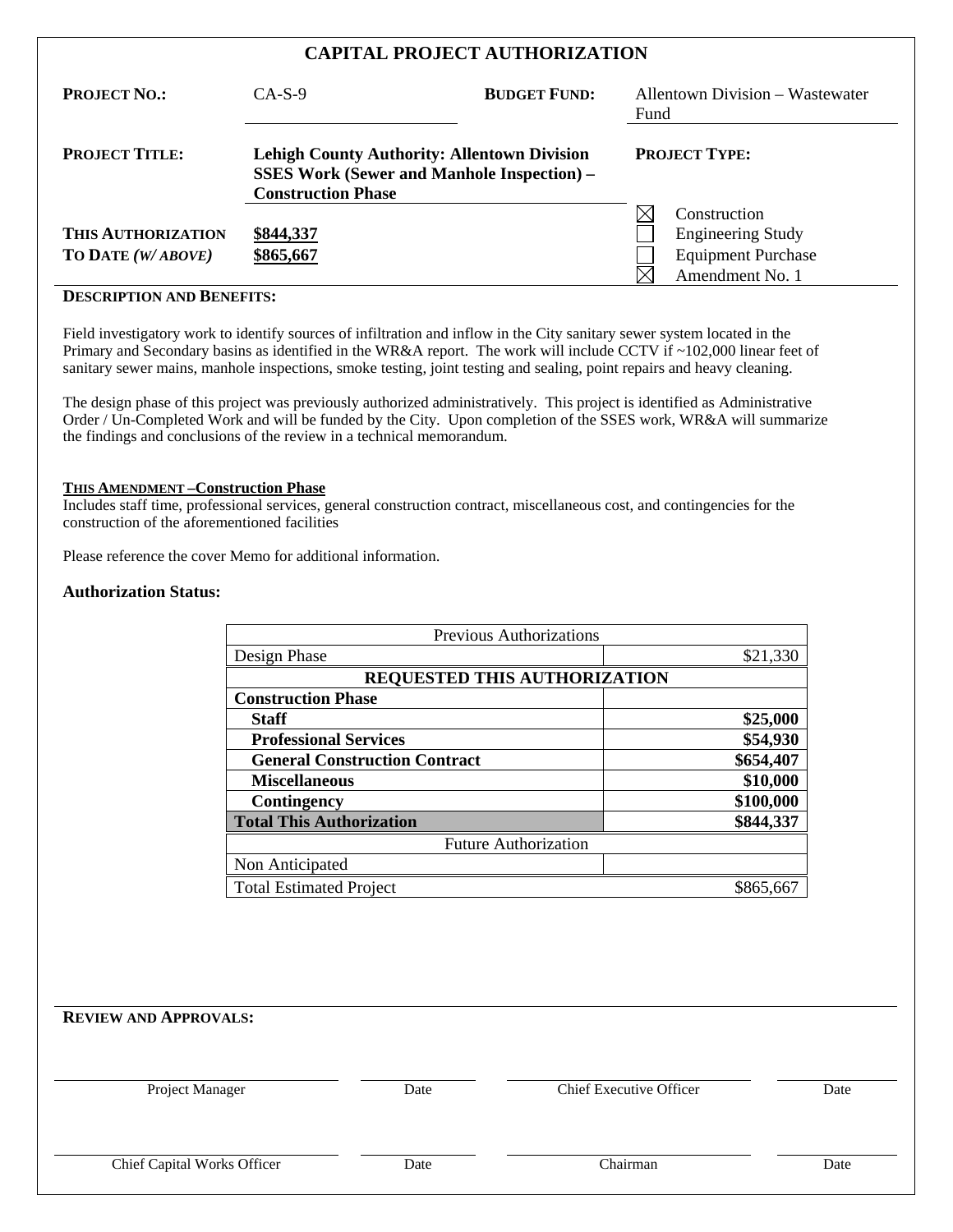# CAPITAL PROJECT AUTHORIZATION

| | | | |
|---|---|---|---|
| **PROJECT NO.:** | CA-S-9 | **BUDGET FUND:** | Allentown Division – Wastewater Fund |
| **PROJECT TITLE:** | **Lehigh County Authority: Allentown Division SSES Work (Sewer and Manhole Inspection) – Construction Phase** | **PROJECT TYPE:** | |
| **THIS AUTHORIZATION** | **$844,337** | ☒ | Construction |
| **TO DATE *(W/ ABOVE)*** | **$865,667** | ☐ | Engineering Study |
| | | ☐ | Equipment Purchase |
| | | ☒ | Amendment No. 1 |

**DESCRIPTION AND BENEFITS:**

Field investigatory work to identify sources of infiltration and inflow in the City sanitary sewer system located in the Primary and Secondary basins as identified in the WR&A report. The work will include CCTV if ~102,000 linear feet of sanitary sewer mains, manhole inspections, smoke testing, joint testing and sealing, point repairs and heavy cleaning.

The design phase of this project was previously authorized administratively. This project is identified as Administrative Order / Un-Completed Work and will be funded by the City. Upon completion of the SSES work, WR&A will summarize the findings and conclusions of the review in a technical memorandum.

**THIS AMENDMENT –Construction Phase**

Includes staff time, professional services, general construction contract, miscellaneous cost, and contingencies for the construction of the aforementioned facilities

Please reference the cover Memo for additional information.

**Authorization Status:**

| Previous Authorizations | |
|---|---|
| Design Phase | $21,330 |
| **REQUESTED THIS AUTHORIZATION** | |
| **Construction Phase** | |
| **Staff** | **$25,000** |
| **Professional Services** | **$54,930** |
| **General Construction Contract** | **$654,407** |
| **Miscellaneous** | **$10,000** |
| **Contingency** | **$100,000** |
| **Total This Authorization** | **$844,337** |
| Future Authorization | |
| Non Anticipated | |
| Total Estimated Project | $865,667 |

**REVIEW AND APPROVALS:**

| | | | |
|---|---|---|---|
| Project Manager | Date | Chief Executive Officer | Date |
| Chief Capital Works Officer | Date | Chairman | Date |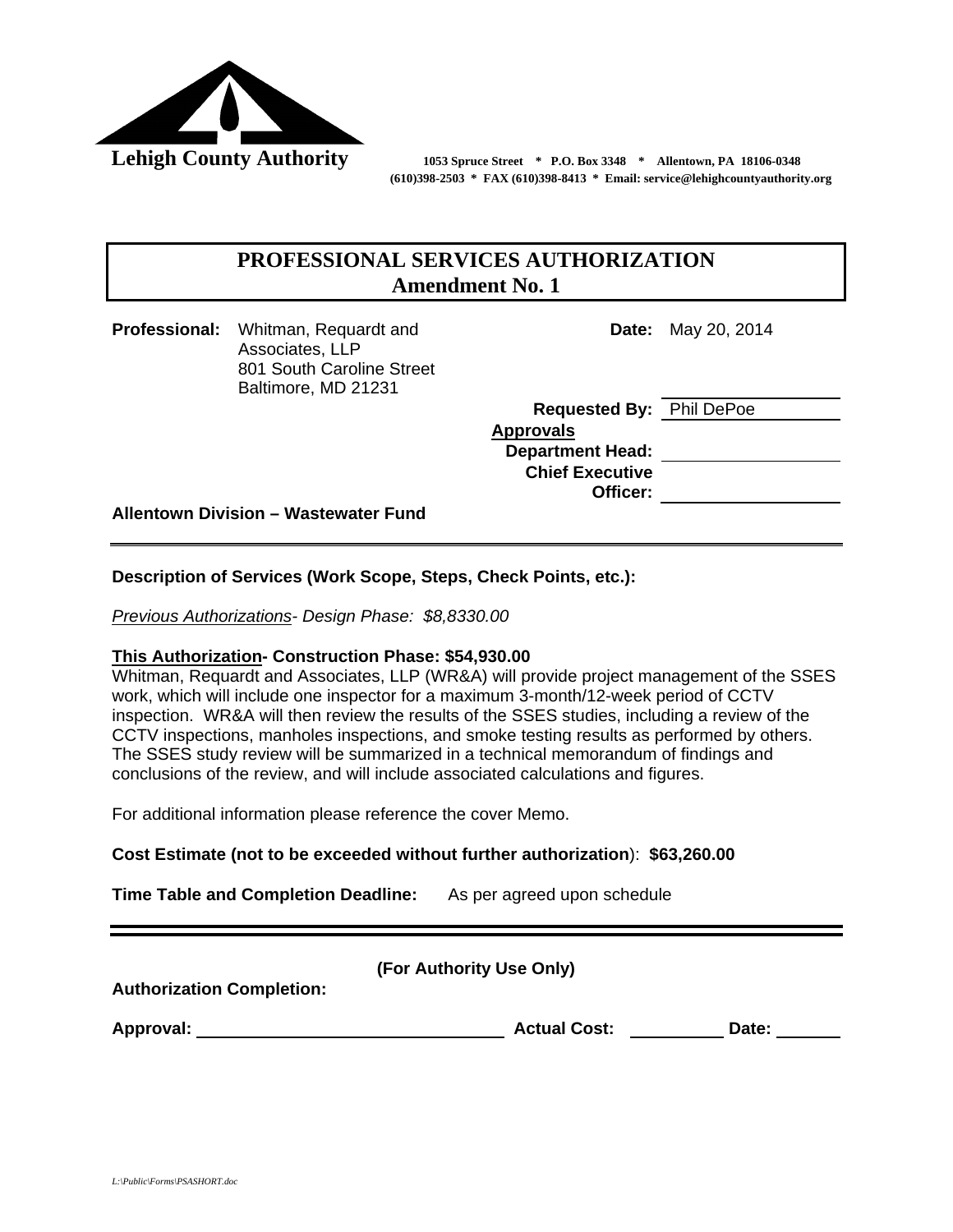**Lehigh County Authority** 1053 Spruce Street * P.O. Box 3348 * Allentown, PA 18106-0348
(610)398-2503 * FAX (610)398-8413 * Email: service@lehighcountyauthority.org

# PROFESSIONAL SERVICES AUTHORIZATION
## Amendment No. 1

**Professional:** Whitman, Requardt and Associates, LLP
801 South Caroline Street
Baltimore, MD 21231

**Date:** May 20, 2014

**Requested By:** Phil DePoe

**Approvals**

**Department Head:** ____________________

**Chief Executive Officer:** ____________________

**Allentown Division – Wastewater Fund**

---

**Description of Services (Work Scope, Steps, Check Points, etc.):**

*<u>Previous Authorizations</u>- Design Phase: $8,8330.00*

**<u>This Authorization</u>- Construction Phase: $54,930.00**
Whitman, Requardt and Associates, LLP (WR&A) will provide project management of the SSES work, which will include one inspector for a maximum 3-month/12-week period of CCTV inspection. WR&A will then review the results of the SSES studies, including a review of the CCTV inspections, manholes inspections, and smoke testing results as performed by others. The SSES study review will be summarized in a technical memorandum of findings and conclusions of the review, and will include associated calculations and figures.

For additional information please reference the cover Memo.

**Cost Estimate (not to be exceeded without further authorization)**: **$63,260.00**

**Time Table and Completion Deadline:** As per agreed upon schedule

---

**(For Authority Use Only)**

**Authorization Completion:**

**Approval:** ________________________________ **Actual Cost:** __________ **Date:** _______

*L:\Public\Forms\PSASHORT.doc*